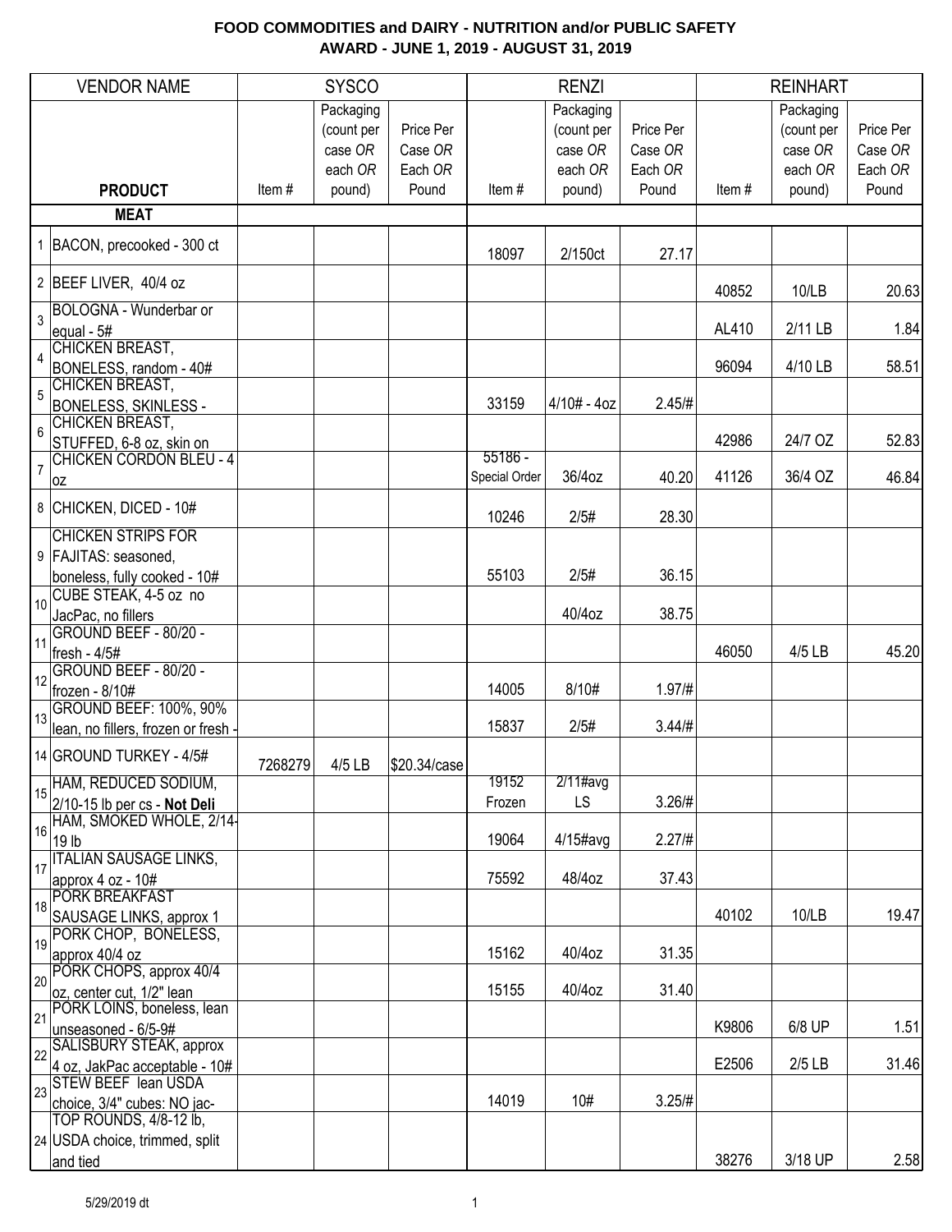**FOOD COMMODITIES and DAIRY - NUTRITION and/or PUBLIC SAFETY**
**AWARD - JUNE 1, 2019 - AUGUST 31, 2019**

| | VENDOR NAME | SYSCO | | | RENZI | | | REINHART | | |
|---|---|---|---|---|---|---|---|---|---|---|
| | **PRODUCT** | Item # | Packaging (count per case *OR* each *OR* pound) | Price Per Case *OR* Each *OR* Pound | Item # | Packaging (count per case *OR* each *OR* pound) | Price Per Case *OR* Each *OR* Pound | Item # | Packaging (count per case *OR* each *OR* pound) | Price Per Case *OR* Each *OR* Pound |
| | **MEAT** | | | | | | | | | |
| 1 | BACON, precooked - 300 ct | | | | 18097 | 2/150ct | 27.17 | | | |
| 2 | BEEF LIVER, 40/4 oz | | | | | | | 40852 | 10/LB | 20.63 |
| 3 | BOLOGNA - Wunderbar or equal - 5# | | | | | | | AL410 | 2/11 LB | 1.84 |
| 4 | CHICKEN BREAST, BONELESS, random - 40# | | | | | | | 96094 | 4/10 LB | 58.51 |
| 5 | CHICKEN BREAST, BONELESS, SKINLESS - | | | | 33159 | 4/10# - 4oz | 2.45/# | | | |
| 6 | CHICKEN BREAST, STUFFED, 6-8 oz, skin on | | | | | | | 42986 | 24/7 OZ | 52.83 |
| 7 | CHICKEN CORDON BLEU - 4 oz | | | | 55186 - Special Order | 36/4oz | 40.20 | 41126 | 36/4 OZ | 46.84 |
| 8 | CHICKEN, DICED - 10# | | | | 10246 | 2/5# | 28.30 | | | |
| 9 | CHICKEN STRIPS FOR FAJITAS: seasoned, boneless, fully cooked - 10# | | | | 55103 | 2/5# | 36.15 | | | |
| 10 | CUBE STEAK, 4-5 oz no JacPac, no fillers | | | | | 40/4oz | 38.75 | | | |
| 11 | GROUND BEEF - 80/20 - fresh - 4/5# | | | | | | | 46050 | 4/5 LB | 45.20 |
| 12 | GROUND BEEF - 80/20 - frozen - 8/10# | | | | 14005 | 8/10# | 1.97/# | | | |
| 13 | GROUND BEEF: 100%, 90% lean, no fillers, frozen or fresh - | | | | 15837 | 2/5# | 3.44/# | | | |
| 14 | GROUND TURKEY - 4/5# | 7268279 | 4/5 LB | $20.34/case | | | | | | |
| 15 | HAM, REDUCED SODIUM, 2/10-15 lb per cs - **Not Deli** | | | | 19152 Frozen | 2/11#avg LS | 3.26/# | | | |
| 16 | HAM, SMOKED WHOLE, 2/14-19 lb | | | | 19064 | 4/15#avg | 2.27/# | | | |
| 17 | ITALIAN SAUSAGE LINKS, approx 4 oz - 10# | | | | 75592 | 48/4oz | 37.43 | | | |
| 18 | PORK BREAKFAST SAUSAGE LINKS, approx 1 | | | | | | | 40102 | 10/LB | 19.47 |
| 19 | PORK CHOP, BONELESS, approx 40/4 oz | | | | 15162 | 40/4oz | 31.35 | | | |
| 20 | PORK CHOPS, approx 40/4 oz, center cut, 1/2" lean | | | | 15155 | 40/4oz | 31.40 | | | |
| 21 | PORK LOINS, boneless, lean unseasoned - 6/5-9# | | | | | | | K9806 | 6/8 UP | 1.51 |
| 22 | SALISBURY STEAK, approx 4 oz, JakPac acceptable - 10# | | | | | | | E2506 | 2/5 LB | 31.46 |
| 23 | STEW BEEF lean USDA choice, 3/4" cubes: NO jac- | | | | 14019 | 10# | 3.25/# | | | |
| 24 | TOP ROUNDS, 4/8-12 lb, USDA choice, trimmed, split and tied | | | | | | | 38276 | 3/18 UP | 2.58 |

5/29/2019 dt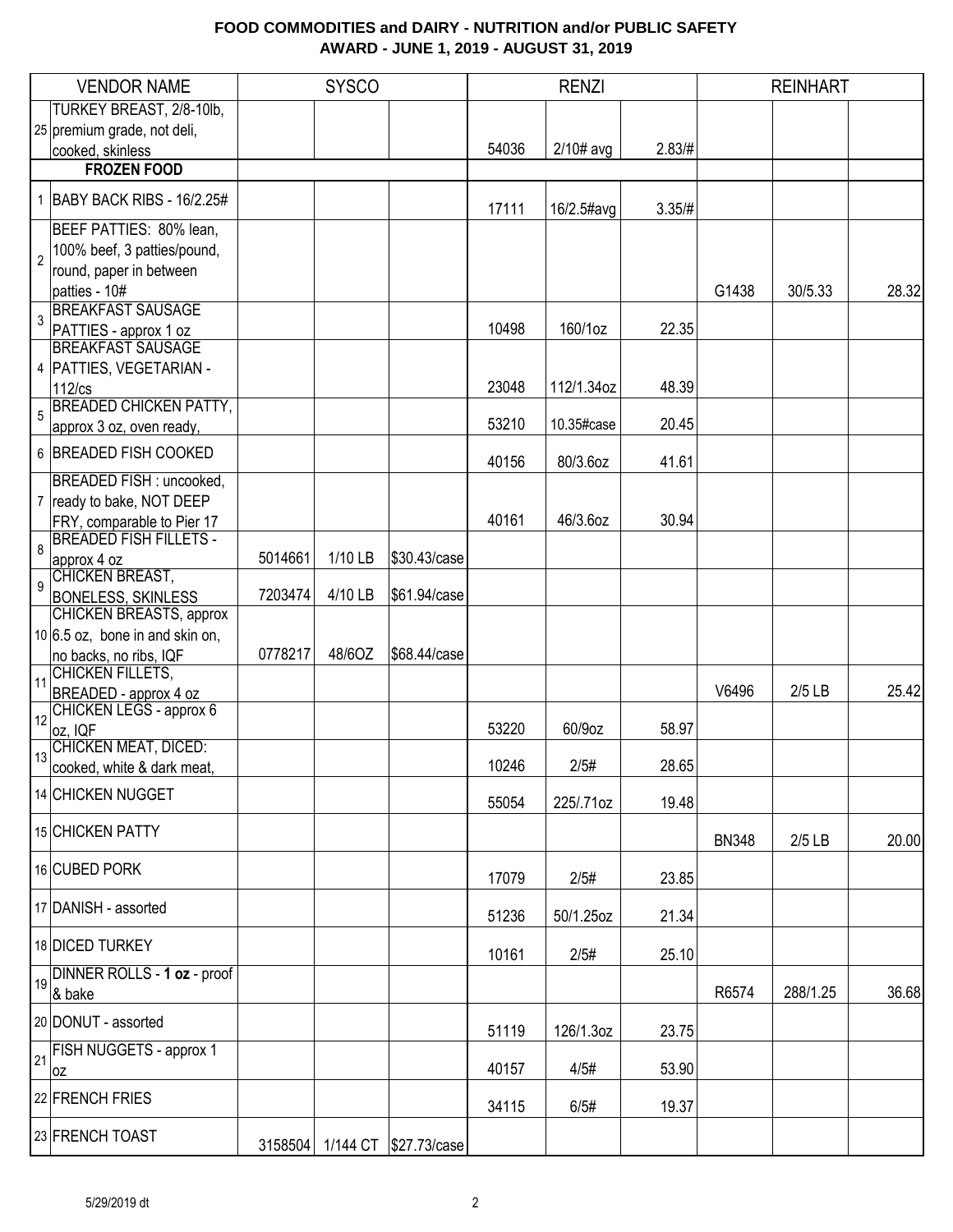# FOOD COMMODITIES and DAIRY - NUTRITION and/or PUBLIC SAFETY
## AWARD - JUNE 1, 2019 - AUGUST 31, 2019

| | VENDOR NAME | SYSCO | | | RENZI | | | REINHART | | |
|---|---|---|---|---|---|---|---|---|---|---|
| 25 | TURKEY BREAST, 2/8-10lb, premium grade, not deli, cooked, skinless | | | | 54036 | 2/10# avg | 2.83/# | | | |
| | **FROZEN FOOD** | | | | | | | | | |
| 1 | BABY BACK RIBS - 16/2.25# | | | | 17111 | 16/2.5#avg | 3.35/# | | | |
| 2 | BEEF PATTIES: 80% lean, 100% beef, 3 patties/pound, round, paper in between patties - 10# | | | | | | | G1438 | 30/5.33 | 28.32 |
| 3 | BREAKFAST SAUSAGE PATTIES - approx 1 oz | | | | 10498 | 160/1oz | 22.35 | | | |
| 4 | BREAKFAST SAUSAGE PATTIES, VEGETARIAN - 112/cs | | | | 23048 | 112/1.34oz | 48.39 | | | |
| 5 | BREADED CHICKEN PATTY, approx 3 oz, oven ready, | | | | 53210 | 10.35#case | 20.45 | | | |
| 6 | BREADED FISH COOKED | | | | 40156 | 80/3.6oz | 41.61 | | | |
| 7 | BREADED FISH : uncooked, ready to bake, NOT DEEP FRY, comparable to Pier 17 | | | | 40161 | 46/3.6oz | 30.94 | | | |
| 8 | BREADED FISH FILLETS - approx 4 oz | 5014661 | 1/10 LB | $30.43/case | | | | | | |
| 9 | CHICKEN BREAST, BONELESS, SKINLESS | 7203474 | 4/10 LB | $61.94/case | | | | | | |
| 10 | CHICKEN BREASTS, approx 6.5 oz, bone in and skin on, no backs, no ribs, IQF | 0778217 | 48/6OZ | $68.44/case | | | | | | |
| 11 | CHICKEN FILLETS, BREADED - approx 4 oz | | | | | | | V6496 | 2/5 LB | 25.42 |
| 12 | CHICKEN LEGS - approx 6 oz, IQF | | | | 53220 | 60/9oz | 58.97 | | | |
| 13 | CHICKEN MEAT, DICED: cooked, white & dark meat, | | | | 10246 | 2/5# | 28.65 | | | |
| 14 | CHICKEN NUGGET | | | | 55054 | 225/.71oz | 19.48 | | | |
| 15 | CHICKEN PATTY | | | | | | | BN348 | 2/5 LB | 20.00 |
| 16 | CUBED PORK | | | | 17079 | 2/5# | 23.85 | | | |
| 17 | DANISH - assorted | | | | 51236 | 50/1.25oz | 21.34 | | | |
| 18 | DICED TURKEY | | | | 10161 | 2/5# | 25.10 | | | |
| 19 | DINNER ROLLS - **1 oz** - proof & bake | | | | | | | R6574 | 288/1.25 | 36.68 |
| 20 | DONUT - assorted | | | | 51119 | 126/1.3oz | 23.75 | | | |
| 21 | FISH NUGGETS - approx 1 oz | | | | 40157 | 4/5# | 53.90 | | | |
| 22 | FRENCH FRIES | | | | 34115 | 6/5# | 19.37 | | | |
| 23 | FRENCH TOAST | 3158504 | 1/144 CT | $27.73/case | | | | | | |

5/29/2019 dt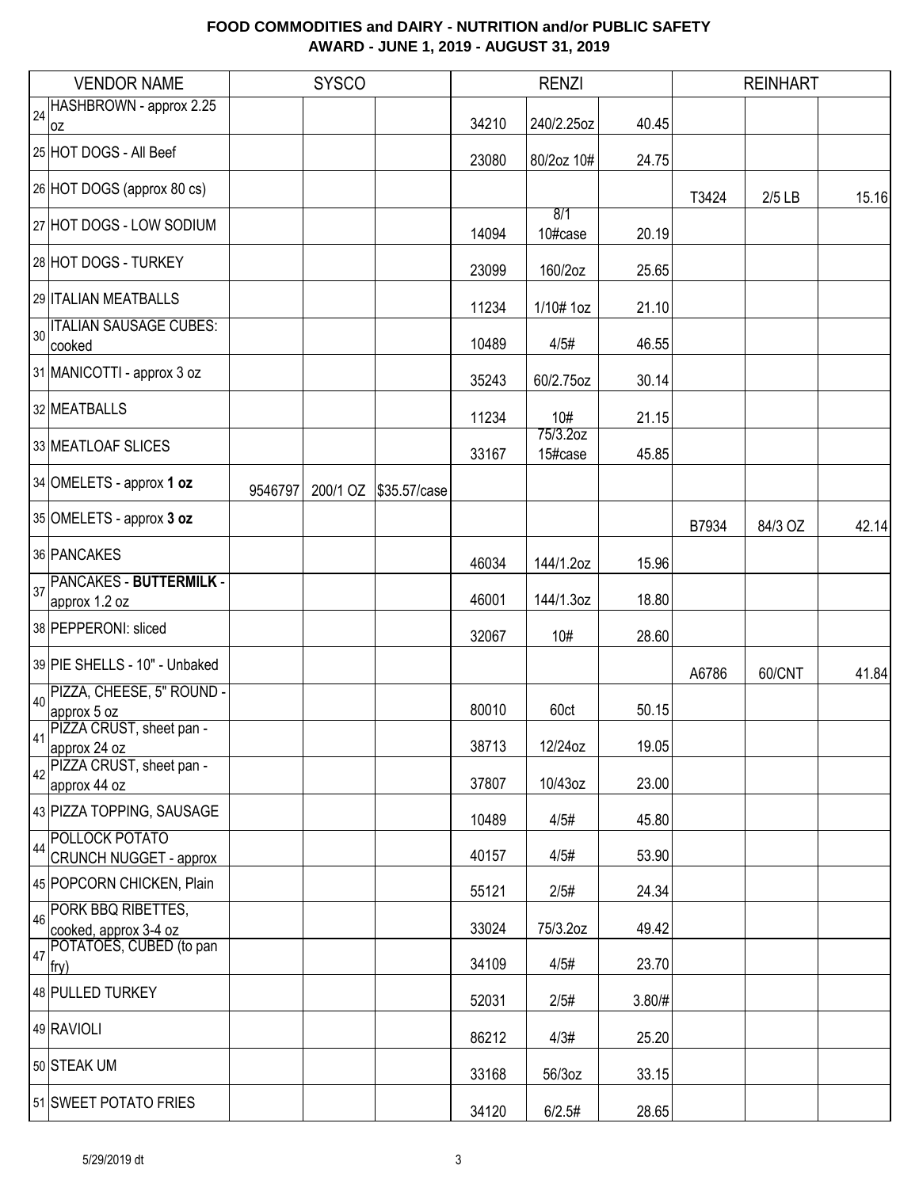# FOOD COMMODITIES and DAIRY - NUTRITION and/or PUBLIC SAFETY
## AWARD - JUNE 1, 2019 - AUGUST 31, 2019

| | VENDOR NAME | SYSCO | | | RENZI | | | REINHART | | |
|---|---|---|---|---|---|---|---|---|---|---|
| 24 | HASHBROWN - approx 2.25 oz | | | | 34210 | 240/2.25oz | 40.45 | | | |
| 25 | HOT DOGS - All Beef | | | | 23080 | 80/2oz 10# | 24.75 | | | |
| 26 | HOT DOGS (approx 80 cs) | | | | | | | T3424 | 2/5 LB | 15.16 |
| 27 | HOT DOGS - LOW SODIUM | | | | 14094 | 8/1 10#case | 20.19 | | | |
| 28 | HOT DOGS - TURKEY | | | | 23099 | 160/2oz | 25.65 | | | |
| 29 | ITALIAN MEATBALLS | | | | 11234 | 1/10# 1oz | 21.10 | | | |
| 30 | ITALIAN SAUSAGE CUBES: cooked | | | | 10489 | 4/5# | 46.55 | | | |
| 31 | MANICOTTI - approx 3 oz | | | | 35243 | 60/2.75oz | 30.14 | | | |
| 32 | MEATBALLS | | | | 11234 | 10# | 21.15 | | | |
| 33 | MEATLOAF SLICES | | | | 33167 | 75/3.2oz 15#case | 45.85 | | | |
| 34 | OMELETS - approx **1 oz** | 9546797 | 200/1 OZ | $35.57/case | | | | | | |
| 35 | OMELETS - approx **3 oz** | | | | | | | B7934 | 84/3 OZ | 42.14 |
| 36 | PANCAKES | | | | 46034 | 144/1.2oz | 15.96 | | | |
| 37 | PANCAKES - **BUTTERMILK** - approx 1.2 oz | | | | 46001 | 144/1.3oz | 18.80 | | | |
| 38 | PEPPERONI: sliced | | | | 32067 | 10# | 28.60 | | | |
| 39 | PIE SHELLS - 10" - Unbaked | | | | | | | A6786 | 60/CNT | 41.84 |
| 40 | PIZZA, CHEESE, 5" ROUND - approx 5 oz | | | | 80010 | 60ct | 50.15 | | | |
| 41 | PIZZA CRUST, sheet pan - approx 24 oz | | | | 38713 | 12/24oz | 19.05 | | | |
| 42 | PIZZA CRUST, sheet pan - approx 44 oz | | | | 37807 | 10/43oz | 23.00 | | | |
| 43 | PIZZA TOPPING, SAUSAGE | | | | 10489 | 4/5# | 45.80 | | | |
| 44 | POLLOCK POTATO CRUNCH NUGGET - approx | | | | 40157 | 4/5# | 53.90 | | | |
| 45 | POPCORN CHICKEN, Plain | | | | 55121 | 2/5# | 24.34 | | | |
| 46 | PORK BBQ RIBETTES, cooked, approx 3-4 oz | | | | 33024 | 75/3.2oz | 49.42 | | | |
| 47 | POTATOES, CUBED (to pan fry) | | | | 34109 | 4/5# | 23.70 | | | |
| 48 | PULLED TURKEY | | | | 52031 | 2/5# | 3.80/# | | | |
| 49 | RAVIOLI | | | | 86212 | 4/3# | 25.20 | | | |
| 50 | STEAK UM | | | | 33168 | 56/3oz | 33.15 | | | |
| 51 | SWEET POTATO FRIES | | | | 34120 | 6/2.5# | 28.65 | | | |

5/29/2019 dt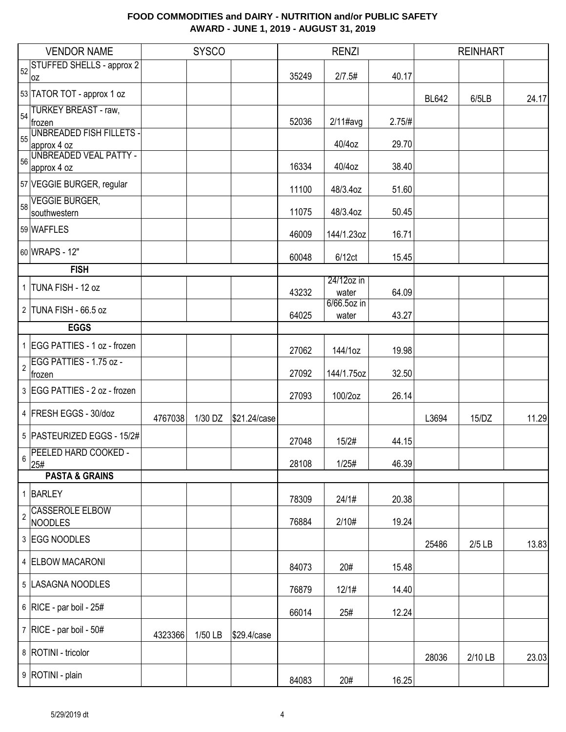# FOOD COMMODITIES and DAIRY - NUTRITION and/or PUBLIC SAFETY
## AWARD - JUNE 1, 2019 - AUGUST 31, 2019

| | VENDOR NAME | SYSCO | | | RENZI | | | REINHART | | |
|---|---|---|---|---|---|---|---|---|---|---|
| 52 | STUFFED SHELLS - approx 2 oz | | | | 35249 | 2/7.5# | 40.17 | | | |
| 53 | TATOR TOT - approx 1 oz | | | | | | | BL642 | 6/5LB | 24.17 |
| 54 | TURKEY BREAST - raw, frozen | | | | 52036 | 2/11#avg | 2.75/# | | | |
| 55 | UNBREADED FISH FILLETS - approx 4 oz | | | | | 40/4oz | 29.70 | | | |
| 56 | UNBREADED VEAL PATTY - approx 4 oz | | | | 16334 | 40/4oz | 38.40 | | | |
| 57 | VEGGIE BURGER, regular | | | | 11100 | 48/3.4oz | 51.60 | | | |
| 58 | VEGGIE BURGER, southwestern | | | | 11075 | 48/3.4oz | 50.45 | | | |
| 59 | WAFFLES | | | | 46009 | 144/1.23oz | 16.71 | | | |
| 60 | WRAPS - 12" | | | | 60048 | 6/12ct | 15.45 | | | |
| | **FISH** | | | | | | | | | |
| 1 | TUNA FISH - 12 oz | | | | 43232 | 24/12oz in water | 64.09 | | | |
| 2 | TUNA FISH - 66.5 oz | | | | 64025 | 6/66.5oz in water | 43.27 | | | |
| | **EGGS** | | | | | | | | | |
| 1 | EGG PATTIES - 1 oz - frozen | | | | 27062 | 144/1oz | 19.98 | | | |
| 2 | EGG PATTIES - 1.75 oz - frozen | | | | 27092 | 144/1.75oz | 32.50 | | | |
| 3 | EGG PATTIES - 2 oz - frozen | | | | 27093 | 100/2oz | 26.14 | | | |
| 4 | FRESH EGGS - 30/doz | 4767038 | 1/30 DZ | $21.24/case | | | | L3694 | 15/DZ | 11.29 |
| 5 | PASTEURIZED EGGS - 15/2# | | | | 27048 | 15/2# | 44.15 | | | |
| 6 | PEELED HARD COOKED - 25# | | | | 28108 | 1/25# | 46.39 | | | |
| | **PASTA & GRAINS** | | | | | | | | | |
| 1 | BARLEY | | | | 78309 | 24/1# | 20.38 | | | |
| 2 | CASSEROLE ELBOW NOODLES | | | | 76884 | 2/10# | 19.24 | | | |
| 3 | EGG NOODLES | | | | | | | 25486 | 2/5 LB | 13.83 |
| 4 | ELBOW MACARONI | | | | 84073 | 20# | 15.48 | | | |
| 5 | LASAGNA NOODLES | | | | 76879 | 12/1# | 14.40 | | | |
| 6 | RICE - par boil - 25# | | | | 66014 | 25# | 12.24 | | | |
| 7 | RICE - par boil - 50# | 4323366 | 1/50 LB | $29.4/case | | | | | | |
| 8 | ROTINI - tricolor | | | | | | | 28036 | 2/10 LB | 23.03 |
| 9 | ROTINI - plain | | | | 84083 | 20# | 16.25 | | | |

5/29/2019 dt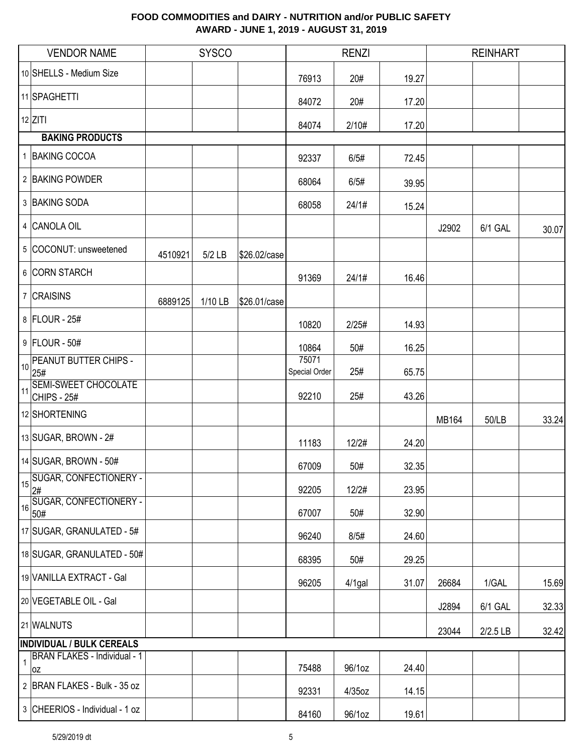**FOOD COMMODITIES and DAIRY - NUTRITION and/or PUBLIC SAFETY**
**AWARD - JUNE 1, 2019 - AUGUST 31, 2019**

| | VENDOR NAME | SYSCO | | | RENZI | | | REINHART | | |
|---|---|---|---|---|---|---|---|---|---|---|
| 10 | SHELLS - Medium Size | | | | 76913 | 20# | 19.27 | | | |
| 11 | SPAGHETTI | | | | 84072 | 20# | 17.20 | | | |
| 12 | ZITI | | | | 84074 | 2/10# | 17.20 | | | |
| | **BAKING PRODUCTS** | | | | | | | | | |
| 1 | BAKING COCOA | | | | 92337 | 6/5# | 72.45 | | | |
| 2 | BAKING POWDER | | | | 68064 | 6/5# | 39.95 | | | |
| 3 | BAKING SODA | | | | 68058 | 24/1# | 15.24 | | | |
| 4 | CANOLA OIL | | | | | | | J2902 | 6/1 GAL | 30.07 |
| 5 | COCONUT: unsweetened | 4510921 | 5/2 LB | $26.02/case | | | | | | |
| 6 | CORN STARCH | | | | 91369 | 24/1# | 16.46 | | | |
| 7 | CRAISINS | 6889125 | 1/10 LB | $26.01/case | | | | | | |
| 8 | FLOUR - 25# | | | | 10820 | 2/25# | 14.93 | | | |
| 9 | FLOUR - 50# | | | | 10864 | 50# | 16.25 | | | |
| 10 | PEANUT BUTTER CHIPS - 25# | | | | 75071 Special Order | 25# | 65.75 | | | |
| 11 | SEMI-SWEET CHOCOLATE CHIPS - 25# | | | | 92210 | 25# | 43.26 | | | |
| 12 | SHORTENING | | | | | | | MB164 | 50/LB | 33.24 |
| 13 | SUGAR, BROWN - 2# | | | | 11183 | 12/2# | 24.20 | | | |
| 14 | SUGAR, BROWN - 50# | | | | 67009 | 50# | 32.35 | | | |
| 15 | SUGAR, CONFECTIONERY - 2# | | | | 92205 | 12/2# | 23.95 | | | |
| 16 | SUGAR, CONFECTIONERY - 50# | | | | 67007 | 50# | 32.90 | | | |
| 17 | SUGAR, GRANULATED - 5# | | | | 96240 | 8/5# | 24.60 | | | |
| 18 | SUGAR, GRANULATED - 50# | | | | 68395 | 50# | 29.25 | | | |
| 19 | VANILLA EXTRACT - Gal | | | | 96205 | 4/1gal | 31.07 | 26684 | 1/GAL | 15.69 |
| 20 | VEGETABLE OIL - Gal | | | | | | | J2894 | 6/1 GAL | 32.33 |
| 21 | WALNUTS | | | | | | | 23044 | 2/2.5 LB | 32.42 |
| | **INDIVIDUAL / BULK CEREALS** | | | | | | | | | |
| 1 | BRAN FLAKES - Individual - 1 oz | | | | 75488 | 96/1oz | 24.40 | | | |
| 2 | BRAN FLAKES - Bulk - 35 oz | | | | 92331 | 4/35oz | 14.15 | | | |
| 3 | CHEERIOS - Individual - 1 oz | | | | 84160 | 96/1oz | 19.61 | | | |

5/29/2019 dt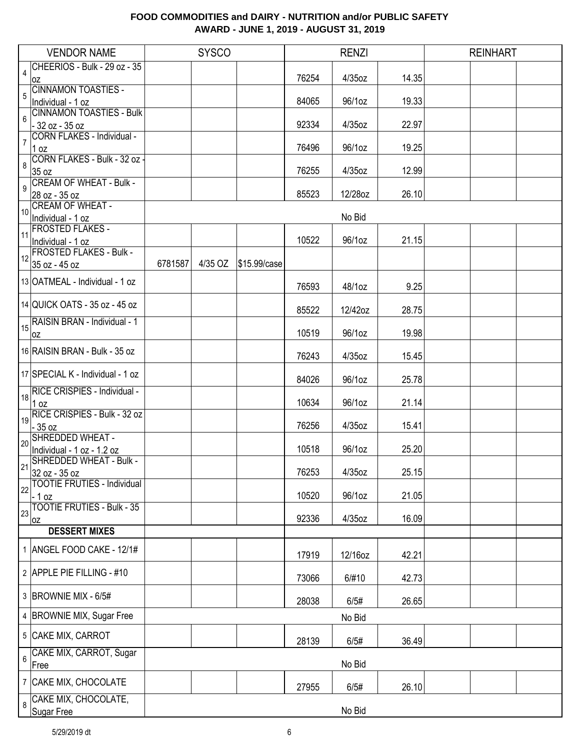# FOOD COMMODITIES and DAIRY - NUTRITION and/or PUBLIC SAFETY
## AWARD - JUNE 1, 2019 - AUGUST 31, 2019

| | VENDOR NAME | SYSCO | | | RENZI | | | REINHART | | |
|---|---|---|---|---|---|---|---|---|---|---|
| 4 | CHEERIOS - Bulk - 29 oz - 35 oz | | | | 76254 | 4/35oz | 14.35 | | | |
| 5 | CINNAMON TOASTIES - Individual - 1 oz | | | | 84065 | 96/1oz | 19.33 | | | |
| 6 | CINNAMON TOASTIES - Bulk - 32 oz - 35 oz | | | | 92334 | 4/35oz | 22.97 | | | |
| 7 | CORN FLAKES - Individual - 1 oz | | | | 76496 | 96/1oz | 19.25 | | | |
| 8 | CORN FLAKES - Bulk - 32 oz - 35 oz | | | | 76255 | 4/35oz | 12.99 | | | |
| 9 | CREAM OF WHEAT - Bulk - 28 oz - 35 oz | | | | 85523 | 12/28oz | 26.10 | | | |
| 10 | CREAM OF WHEAT - Individual - 1 oz | | | | | No Bid | | | | |
| 11 | FROSTED FLAKES - Individual - 1 oz | | | | 10522 | 96/1oz | 21.15 | | | |
| 12 | FROSTED FLAKES - Bulk - 35 oz - 45 oz | 6781587 | 4/35 OZ | $15.99/case | | | | | | |
| 13 | OATMEAL - Individual - 1 oz | | | | 76593 | 48/1oz | 9.25 | | | |
| 14 | QUICK OATS - 35 oz - 45 oz | | | | 85522 | 12/42oz | 28.75 | | | |
| 15 | RAISIN BRAN - Individual - 1 oz | | | | 10519 | 96/1oz | 19.98 | | | |
| 16 | RAISIN BRAN - Bulk - 35 oz | | | | 76243 | 4/35oz | 15.45 | | | |
| 17 | SPECIAL K - Individual - 1 oz | | | | 84026 | 96/1oz | 25.78 | | | |
| 18 | RICE CRISPIES - Individual - 1 oz | | | | 10634 | 96/1oz | 21.14 | | | |
| 19 | RICE CRISPIES - Bulk - 32 oz - 35 oz | | | | 76256 | 4/35oz | 15.41 | | | |
| 20 | SHREDDED WHEAT - Individual - 1 oz - 1.2 oz | | | | 10518 | 96/1oz | 25.20 | | | |
| 21 | SHREDDED WHEAT - Bulk - 32 oz - 35 oz | | | | 76253 | 4/35oz | 25.15 | | | |
| 22 | TOOTIE FRUTIES - Individual - 1 oz | | | | 10520 | 96/1oz | 21.05 | | | |
| 23 | TOOTIE FRUTIES - Bulk - 35 oz | | | | 92336 | 4/35oz | 16.09 | | | |
| | **DESSERT MIXES** | | | | | | | | | |
| 1 | ANGEL FOOD CAKE - 12/1# | | | | 17919 | 12/16oz | 42.21 | | | |
| 2 | APPLE PIE FILLING - #10 | | | | 73066 | 6/#10 | 42.73 | | | |
| 3 | BROWNIE MIX - 6/5# | | | | 28038 | 6/5# | 26.65 | | | |
| 4 | BROWNIE MIX, Sugar Free | | | | | No Bid | | | | |
| 5 | CAKE MIX, CARROT | | | | 28139 | 6/5# | 36.49 | | | |
| 6 | CAKE MIX, CARROT, Sugar Free | | | | | No Bid | | | | |
| 7 | CAKE MIX, CHOCOLATE | | | | 27955 | 6/5# | 26.10 | | | |
| 8 | CAKE MIX, CHOCOLATE, Sugar Free | | | | | No Bid | | | | |

5/29/2019 dt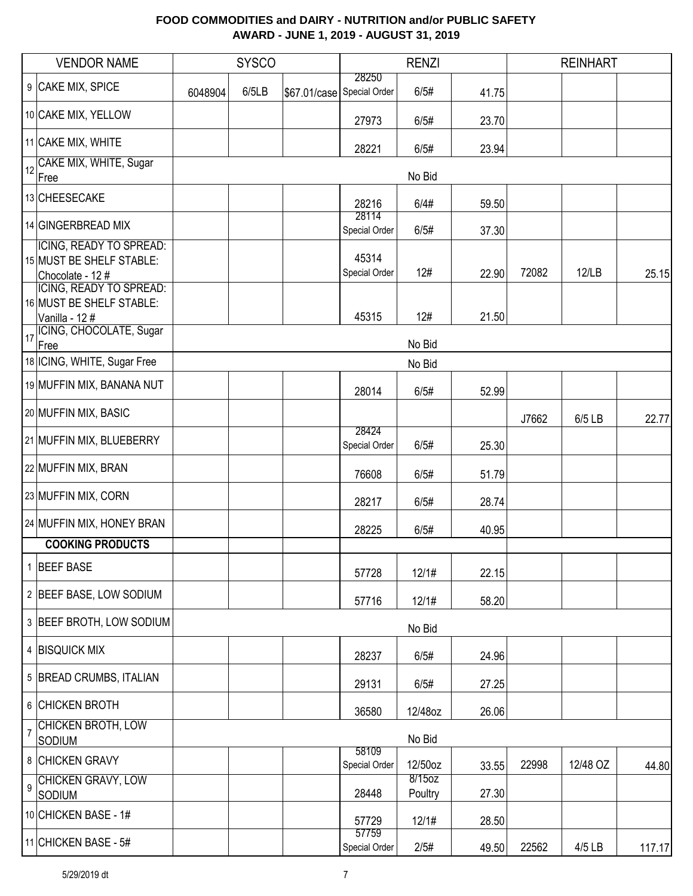# FOOD COMMODITIES and DAIRY - NUTRITION and/or PUBLIC SAFETY
## AWARD - JUNE 1, 2019 - AUGUST 31, 2019

| | VENDOR NAME | SYSCO | | | RENZI | | | REINHART | | |
|---|---|---|---|---|---|---|---|---|---|---|
| 9 | CAKE MIX, SPICE | 6048904 | 6/5LB | $67.01/case | 28250 Special Order | 6/5# | 41.75 | | | |
| 10 | CAKE MIX, YELLOW | | | | 27973 | 6/5# | 23.70 | | | |
| 11 | CAKE MIX, WHITE | | | | 28221 | 6/5# | 23.94 | | | |
| 12 | CAKE MIX, WHITE, Sugar Free | | | | | No Bid | | | | |
| 13 | CHEESECAKE | | | | 28216 | 6/4# | 59.50 | | | |
| 14 | GINGERBREAD MIX | | | | 28114 Special Order | 6/5# | 37.30 | | | |
| 15 | ICING, READY TO SPREAD: MUST BE SHELF STABLE: Chocolate - 12 # | | | | 45314 Special Order | 12# | 22.90 | 72082 | 12/LB | 25.15 |
| 16 | ICING, READY TO SPREAD: MUST BE SHELF STABLE: Vanilla - 12 # | | | | 45315 | 12# | 21.50 | | | |
| 17 | ICING, CHOCOLATE, Sugar Free | | | | | No Bid | | | | |
| 18 | ICING, WHITE, Sugar Free | | | | | No Bid | | | | |
| 19 | MUFFIN MIX, BANANA NUT | | | | 28014 | 6/5# | 52.99 | | | |
| 20 | MUFFIN MIX, BASIC | | | | | | | J7662 | 6/5 LB | 22.77 |
| 21 | MUFFIN MIX, BLUEBERRY | | | | 28424 Special Order | 6/5# | 25.30 | | | |
| 22 | MUFFIN MIX, BRAN | | | | 76608 | 6/5# | 51.79 | | | |
| 23 | MUFFIN MIX, CORN | | | | 28217 | 6/5# | 28.74 | | | |
| 24 | MUFFIN MIX, HONEY BRAN | | | | 28225 | 6/5# | 40.95 | | | |
| | **COOKING PRODUCTS** | | | | | | | | | |
| 1 | BEEF BASE | | | | 57728 | 12/1# | 22.15 | | | |
| 2 | BEEF BASE, LOW SODIUM | | | | 57716 | 12/1# | 58.20 | | | |
| 3 | BEEF BROTH, LOW SODIUM | | | | | No Bid | | | | |
| 4 | BISQUICK MIX | | | | 28237 | 6/5# | 24.96 | | | |
| 5 | BREAD CRUMBS, ITALIAN | | | | 29131 | 6/5# | 27.25 | | | |
| 6 | CHICKEN BROTH | | | | 36580 | 12/48oz | 26.06 | | | |
| 7 | CHICKEN BROTH, LOW SODIUM | | | | | No Bid | | | | |
| 8 | CHICKEN GRAVY | | | | 58109 Special Order | 12/50oz | 33.55 | 22998 | 12/48 OZ | 44.80 |
| 9 | CHICKEN GRAVY, LOW SODIUM | | | | 28448 | 8/15oz Poultry | 27.30 | | | |
| 10 | CHICKEN BASE - 1# | | | | 57729 | 12/1# | 28.50 | | | |
| 11 | CHICKEN BASE - 5# | | | | 57759 Special Order | 2/5# | 49.50 | 22562 | 4/5 LB | 117.17 |

5/29/2019 dt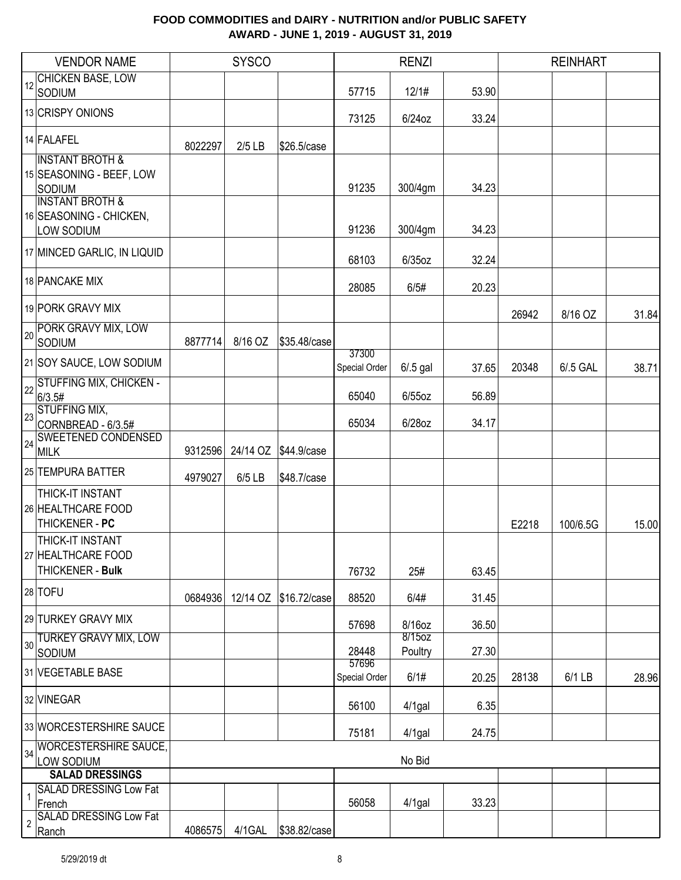# FOOD COMMODITIES and DAIRY - NUTRITION and/or PUBLIC SAFETY
## AWARD - JUNE 1, 2019 - AUGUST 31, 2019

| | VENDOR NAME | SYSCO | | | RENZI | | | REINHART | | |
|---|---|---|---|---|---|---|---|---|---|---|
| 12 | CHICKEN BASE, LOW SODIUM | | | | 57715 | 12/1# | 53.90 | | | |
| 13 | CRISPY ONIONS | | | | 73125 | 6/24oz | 33.24 | | | |
| 14 | FALAFEL | 8022297 | 2/5 LB | $26.5/case | | | | | | |
| 15 | INSTANT BROTH & SEASONING - BEEF, LOW SODIUM | | | | 91235 | 300/4gm | 34.23 | | | |
| 16 | INSTANT BROTH & SEASONING - CHICKEN, LOW SODIUM | | | | 91236 | 300/4gm | 34.23 | | | |
| 17 | MINCED GARLIC, IN LIQUID | | | | 68103 | 6/35oz | 32.24 | | | |
| 18 | PANCAKE MIX | | | | 28085 | 6/5# | 20.23 | | | |
| 19 | PORK GRAVY MIX | | | | | | | 26942 | 8/16 OZ | 31.84 |
| 20 | PORK GRAVY MIX, LOW SODIUM | 8877714 | 8/16 OZ | $35.48/case | | | | | | |
| 21 | SOY SAUCE, LOW SODIUM | | | | 37300 Special Order | 6/.5 gal | 37.65 | 20348 | 6/.5 GAL | 38.71 |
| 22 | STUFFING MIX, CHICKEN - 6/3.5# | | | | 65040 | 6/55oz | 56.89 | | | |
| 23 | STUFFING MIX, CORNBREAD - 6/3.5# | | | | 65034 | 6/28oz | 34.17 | | | |
| 24 | SWEETENED CONDENSED MILK | 9312596 | 24/14 OZ | $44.9/case | | | | | | |
| 25 | TEMPURA BATTER | 4979027 | 6/5 LB | $48.7/case | | | | | | |
| 26 | THICK-IT INSTANT HEALTHCARE FOOD THICKENER - **PC** | | | | | | | E2218 | 100/6.5G | 15.00 |
| 27 | THICK-IT INSTANT HEALTHCARE FOOD THICKENER - **Bulk** | | | | 76732 | 25# | 63.45 | | | |
| 28 | TOFU | 0684936 | 12/14 OZ | $16.72/case | 88520 | 6/4# | 31.45 | | | |
| 29 | TURKEY GRAVY MIX | | | | 57698 | 8/16oz | 36.50 | | | |
| 30 | TURKEY GRAVY MIX, LOW SODIUM | | | | 28448 | 8/15oz Poultry | 27.30 | | | |
| 31 | VEGETABLE BASE | | | | 57696 Special Order | 6/1# | 20.25 | 28138 | 6/1 LB | 28.96 |
| 32 | VINEGAR | | | | 56100 | 4/1gal | 6.35 | | | |
| 33 | WORCESTERSHIRE SAUCE | | | | 75181 | 4/1gal | 24.75 | | | |
| 34 | WORCESTERSHIRE SAUCE, LOW SODIUM | | | | | No Bid | | | | |
| | **SALAD DRESSINGS** | | | | | | | | | |
| 1 | SALAD DRESSING Low Fat French | | | | 56058 | 4/1gal | 33.23 | | | |
| 2 | SALAD DRESSING Low Fat Ranch | 4086575 | 4/1GAL | $38.82/case | | | | | | |

5/29/2019 dt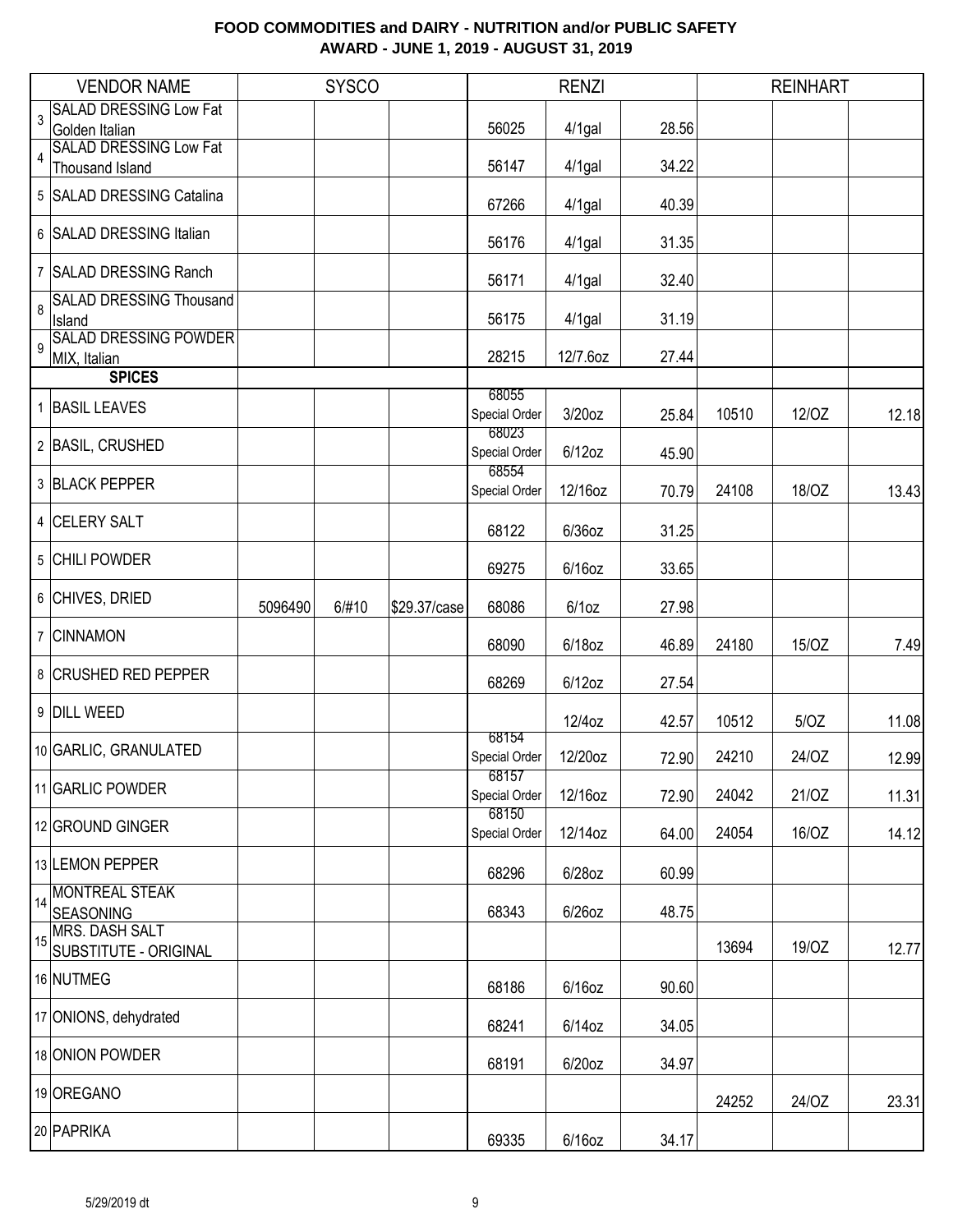# FOOD COMMODITIES and DAIRY - NUTRITION and/or PUBLIC SAFETY
## AWARD - JUNE 1, 2019 - AUGUST 31, 2019

| | VENDOR NAME | SYSCO | | | RENZI | | | REINHART | | |
|---|---|---|---|---|---|---|---|---|---|---|
| 3 | SALAD DRESSING Low Fat Golden Italian | | | | 56025 | 4/1gal | 28.56 | | | |
| 4 | SALAD DRESSING Low Fat Thousand Island | | | | 56147 | 4/1gal | 34.22 | | | |
| 5 | SALAD DRESSING Catalina | | | | 67266 | 4/1gal | 40.39 | | | |
| 6 | SALAD DRESSING Italian | | | | 56176 | 4/1gal | 31.35 | | | |
| 7 | SALAD DRESSING Ranch | | | | 56171 | 4/1gal | 32.40 | | | |
| 8 | SALAD DRESSING Thousand Island | | | | 56175 | 4/1gal | 31.19 | | | |
| 9 | SALAD DRESSING POWDER MIX, Italian | | | | 28215 | 12/7.6oz | 27.44 | | | |
| | **SPICES** | | | | | | | | | |
| 1 | BASIL LEAVES | | | | 68055 Special Order | 3/20oz | 25.84 | 10510 | 12/OZ | 12.18 |
| 2 | BASIL, CRUSHED | | | | 68023 Special Order | 6/12oz | 45.90 | | | |
| 3 | BLACK PEPPER | | | | 68554 Special Order | 12/16oz | 70.79 | 24108 | 18/OZ | 13.43 |
| 4 | CELERY SALT | | | | 68122 | 6/36oz | 31.25 | | | |
| 5 | CHILI POWDER | | | | 69275 | 6/16oz | 33.65 | | | |
| 6 | CHIVES, DRIED | 5096490 | 6/#10 | $29.37/case | 68086 | 6/1oz | 27.98 | | | |
| 7 | CINNAMON | | | | 68090 | 6/18oz | 46.89 | 24180 | 15/OZ | 7.49 |
| 8 | CRUSHED RED PEPPER | | | | 68269 | 6/12oz | 27.54 | | | |
| 9 | DILL WEED | | | | | 12/4oz | 42.57 | 10512 | 5/OZ | 11.08 |
| 10 | GARLIC, GRANULATED | | | | 68154 Special Order | 12/20oz | 72.90 | 24210 | 24/OZ | 12.99 |
| 11 | GARLIC POWDER | | | | 68157 Special Order | 12/16oz | 72.90 | 24042 | 21/OZ | 11.31 |
| 12 | GROUND GINGER | | | | 68150 Special Order | 12/14oz | 64.00 | 24054 | 16/OZ | 14.12 |
| 13 | LEMON PEPPER | | | | 68296 | 6/28oz | 60.99 | | | |
| 14 | MONTREAL STEAK SEASONING | | | | 68343 | 6/26oz | 48.75 | | | |
| 15 | MRS. DASH SALT SUBSTITUTE - ORIGINAL | | | | | | | 13694 | 19/OZ | 12.77 |
| 16 | NUTMEG | | | | 68186 | 6/16oz | 90.60 | | | |
| 17 | ONIONS, dehydrated | | | | 68241 | 6/14oz | 34.05 | | | |
| 18 | ONION POWDER | | | | 68191 | 6/20oz | 34.97 | | | |
| 19 | OREGANO | | | | | | | 24252 | 24/OZ | 23.31 |
| 20 | PAPRIKA | | | | 69335 | 6/16oz | 34.17 | | | |

5/29/2019 dt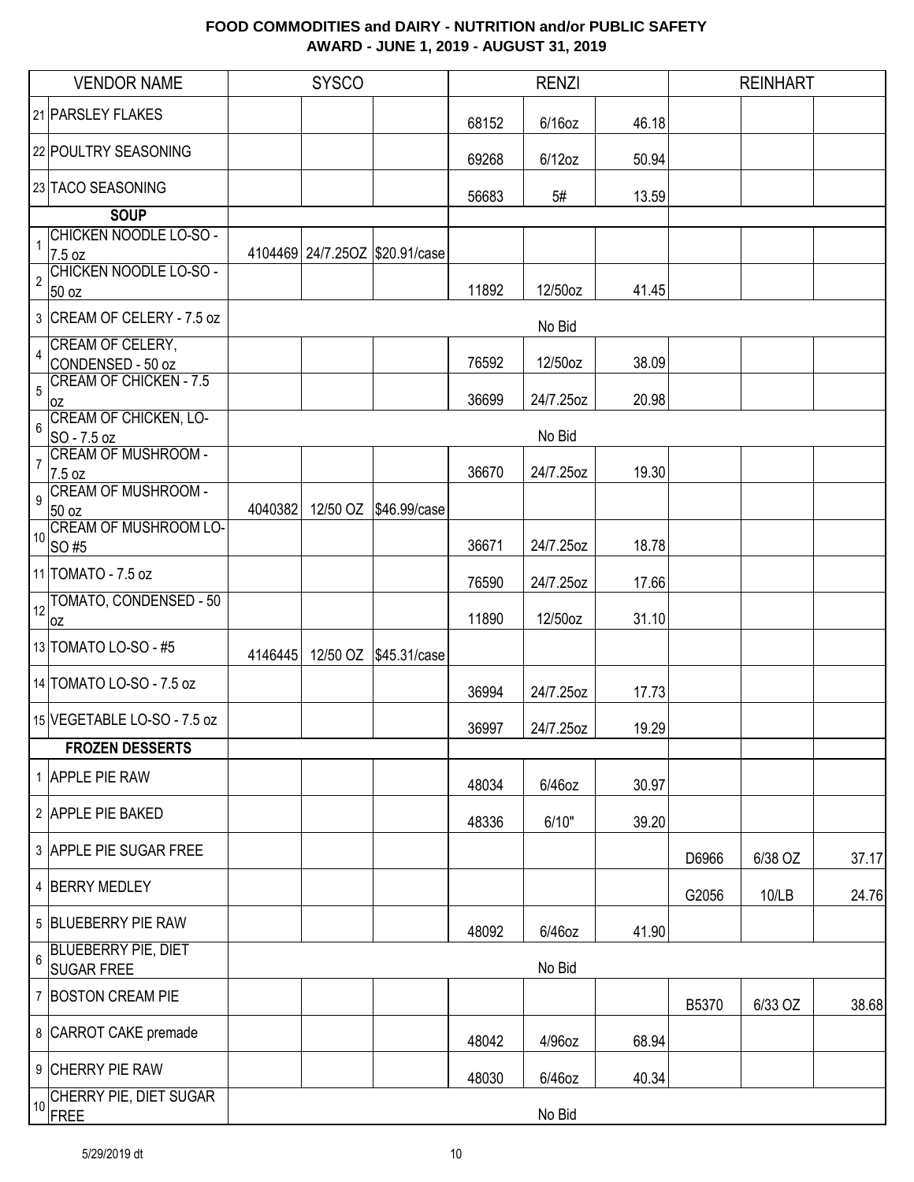# FOOD COMMODITIES and DAIRY - NUTRITION and/or PUBLIC SAFETY
## AWARD - JUNE 1, 2019 - AUGUST 31, 2019

| | VENDOR NAME | SYSCO | | | RENZI | | | REINHART | | |
|---|---|---|---|---|---|---|---|---|---|---|
| 21 | PARSLEY FLAKES | | | | 68152 | 6/16oz | 46.18 | | | |
| 22 | POULTRY SEASONING | | | | 69268 | 6/12oz | 50.94 | | | |
| 23 | TACO SEASONING | | | | 56683 | 5# | 13.59 | | | |
| | **SOUP** | | | | | | | | | |
| 1 | CHICKEN NOODLE LO-SO - 7.5 oz | 4104469 | 24/7.25OZ | $20.91/case | | | | | | |
| 2 | CHICKEN NOODLE LO-SO - 50 oz | | | | 11892 | 12/50oz | 41.45 | | | |
| 3 | CREAM OF CELERY - 7.5 oz | | | | | No Bid | | | | |
| 4 | CREAM OF CELERY, CONDENSED - 50 oz | | | | 76592 | 12/50oz | 38.09 | | | |
| 5 | CREAM OF CHICKEN - 7.5 oz | | | | 36699 | 24/7.25oz | 20.98 | | | |
| 6 | CREAM OF CHICKEN, LO-SO - 7.5 oz | | | | | No Bid | | | | |
| 7 | CREAM OF MUSHROOM - 7.5 oz | | | | 36670 | 24/7.25oz | 19.30 | | | |
| 9 | CREAM OF MUSHROOM - 50 oz | 4040382 | 12/50 OZ | $46.99/case | | | | | | |
| 10 | CREAM OF MUSHROOM LO-SO #5 | | | | 36671 | 24/7.25oz | 18.78 | | | |
| 11 | TOMATO - 7.5 oz | | | | 76590 | 24/7.25oz | 17.66 | | | |
| 12 | TOMATO, CONDENSED - 50 oz | | | | 11890 | 12/50oz | 31.10 | | | |
| 13 | TOMATO LO-SO - #5 | 4146445 | 12/50 OZ | $45.31/case | | | | | | |
| 14 | TOMATO LO-SO - 7.5 oz | | | | 36994 | 24/7.25oz | 17.73 | | | |
| 15 | VEGETABLE LO-SO - 7.5 oz | | | | 36997 | 24/7.25oz | 19.29 | | | |
| | **FROZEN DESSERTS** | | | | | | | | | |
| 1 | APPLE PIE RAW | | | | 48034 | 6/46oz | 30.97 | | | |
| 2 | APPLE PIE BAKED | | | | 48336 | 6/10" | 39.20 | | | |
| 3 | APPLE PIE SUGAR FREE | | | | | | | D6966 | 6/38 OZ | 37.17 |
| 4 | BERRY MEDLEY | | | | | | | G2056 | 10/LB | 24.76 |
| 5 | BLUEBERRY PIE RAW | | | | 48092 | 6/46oz | 41.90 | | | |
| 6 | BLUEBERRY PIE, DIET SUGAR FREE | | | | | No Bid | | | | |
| 7 | BOSTON CREAM PIE | | | | | | | B5370 | 6/33 OZ | 38.68 |
| 8 | CARROT CAKE premade | | | | 48042 | 4/96oz | 68.94 | | | |
| 9 | CHERRY PIE RAW | | | | 48030 | 6/46oz | 40.34 | | | |
| 10 | CHERRY PIE, DIET SUGAR FREE | | | | | No Bid | | | | |

5/29/2019 dt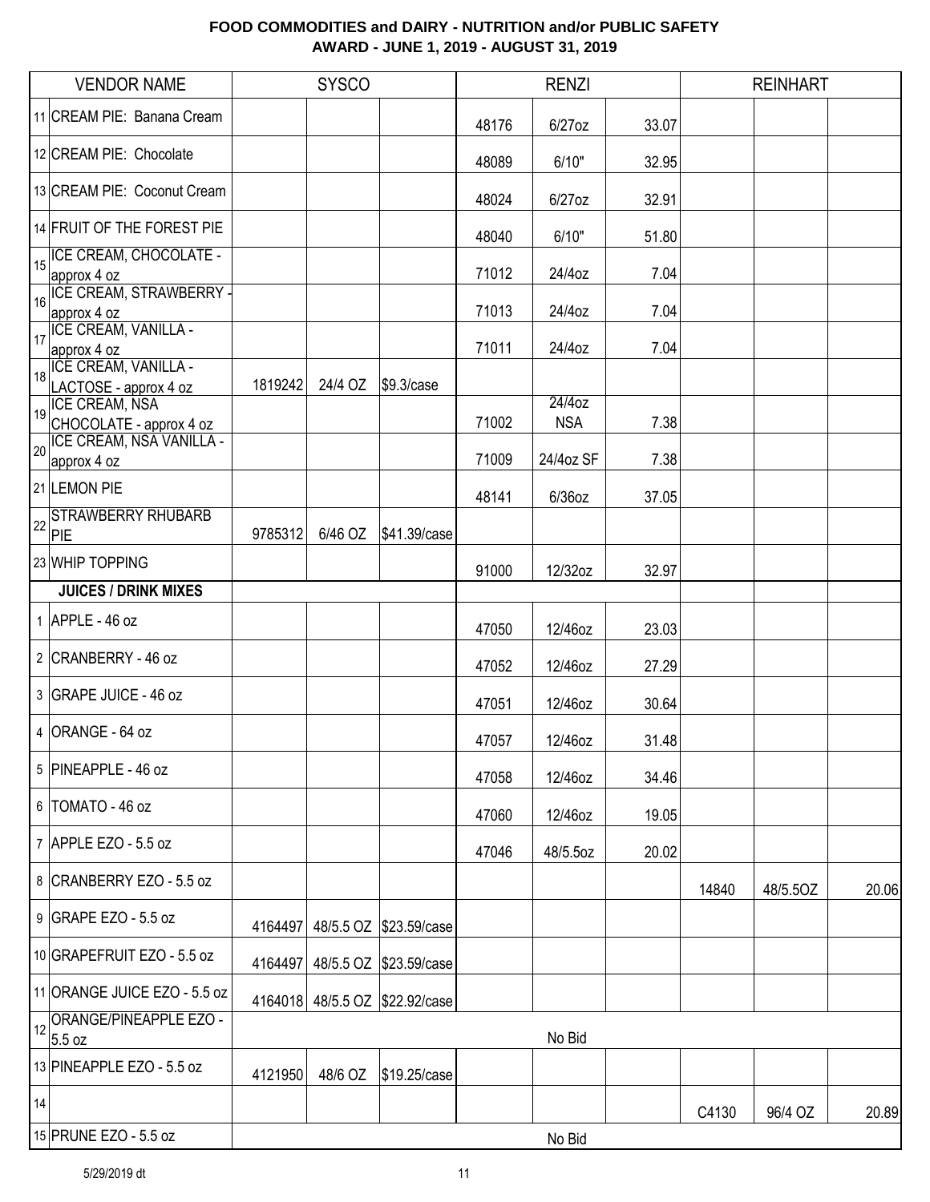# FOOD COMMODITIES and DAIRY - NUTRITION and/or PUBLIC SAFETY
## AWARD - JUNE 1, 2019 - AUGUST 31, 2019

| | VENDOR NAME | SYSCO | | | RENZI | | | REINHART | | |
|---|---|---|---|---|---|---|---|---|---|---|
| 11 | CREAM PIE: Banana Cream | | | | 48176 | 6/27oz | 33.07 | | | |
| 12 | CREAM PIE: Chocolate | | | | 48089 | 6/10" | 32.95 | | | |
| 13 | CREAM PIE: Coconut Cream | | | | 48024 | 6/27oz | 32.91 | | | |
| 14 | FRUIT OF THE FOREST PIE | | | | 48040 | 6/10" | 51.80 | | | |
| 15 | ICE CREAM, CHOCOLATE - approx 4 oz | | | | 71012 | 24/4oz | 7.04 | | | |
| 16 | ICE CREAM, STRAWBERRY - approx 4 oz | | | | 71013 | 24/4oz | 7.04 | | | |
| 17 | ICE CREAM, VANILLA - approx 4 oz | | | | 71011 | 24/4oz | 7.04 | | | |
| 18 | ICE CREAM, VANILLA - LACTOSE - approx 4 oz | 1819242 | 24/4 OZ | $9.3/case | | | | | | |
| 19 | ICE CREAM, NSA CHOCOLATE - approx 4 oz | | | | 71002 | 24/4oz NSA | 7.38 | | | |
| 20 | ICE CREAM, NSA VANILLA - approx 4 oz | | | | 71009 | 24/4oz SF | 7.38 | | | |
| 21 | LEMON PIE | | | | 48141 | 6/36oz | 37.05 | | | |
| 22 | STRAWBERRY RHUBARB PIE | 9785312 | 6/46 OZ | $41.39/case | | | | | | |
| 23 | WHIP TOPPING | | | | 91000 | 12/32oz | 32.97 | | | |
| | **JUICES / DRINK MIXES** | | | | | | | | | |
| 1 | APPLE - 46 oz | | | | 47050 | 12/46oz | 23.03 | | | |
| 2 | CRANBERRY - 46 oz | | | | 47052 | 12/46oz | 27.29 | | | |
| 3 | GRAPE JUICE - 46 oz | | | | 47051 | 12/46oz | 30.64 | | | |
| 4 | ORANGE - 64 oz | | | | 47057 | 12/46oz | 31.48 | | | |
| 5 | PINEAPPLE - 46 oz | | | | 47058 | 12/46oz | 34.46 | | | |
| 6 | TOMATO - 46 oz | | | | 47060 | 12/46oz | 19.05 | | | |
| 7 | APPLE EZO - 5.5 oz | | | | 47046 | 48/5.5oz | 20.02 | | | |
| 8 | CRANBERRY EZO - 5.5 oz | | | | | | | 14840 | 48/5.5OZ | 20.06 |
| 9 | GRAPE EZO - 5.5 oz | 4164497 | 48/5.5 OZ | $23.59/case | | | | | | |
| 10 | GRAPEFRUIT EZO - 5.5 oz | 4164497 | 48/5.5 OZ | $23.59/case | | | | | | |
| 11 | ORANGE JUICE EZO - 5.5 oz | 4164018 | 48/5.5 OZ | $22.92/case | | | | | | |
| 12 | ORANGE/PINEAPPLE EZO - 5.5 oz | | | | | No Bid | | | | |
| 13 | PINEAPPLE EZO - 5.5 oz | 4121950 | 48/6 OZ | $19.25/case | | | | | | |
| 14 | | | | | | | | C4130 | 96/4 OZ | 20.89 |
| 15 | PRUNE EZO - 5.5 oz | | | | | No Bid | | | | |

5/29/2019 dt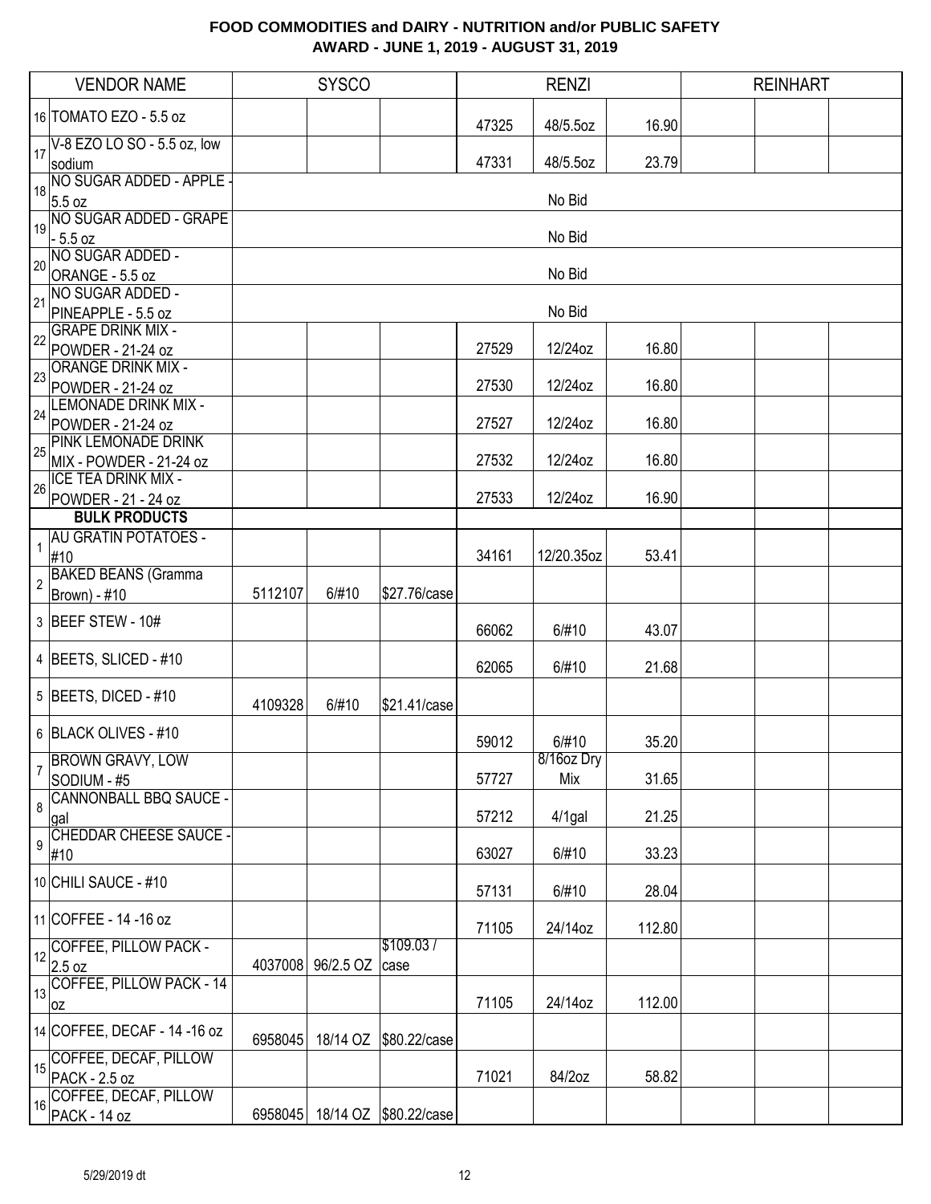**FOOD COMMODITIES and DAIRY - NUTRITION and/or PUBLIC SAFETY**
**AWARD - JUNE 1, 2019 - AUGUST 31, 2019**

| | VENDOR NAME | SYSCO | | | RENZI | | | REINHART | | |
|---|---|---|---|---|---|---|---|---|---|---|
| 16 | TOMATO EZO - 5.5 oz | | | | 47325 | 48/5.5oz | 16.90 | | | |
| 17 | V-8 EZO LO SO - 5.5 oz, low sodium | | | | 47331 | 48/5.5oz | 23.79 | | | |
| 18 | NO SUGAR ADDED - APPLE - 5.5 oz | | | | | No Bid | | | | |
| 19 | NO SUGAR ADDED - GRAPE - 5.5 oz | | | | | No Bid | | | | |
| 20 | NO SUGAR ADDED - ORANGE - 5.5 oz | | | | | No Bid | | | | |
| 21 | NO SUGAR ADDED - PINEAPPLE - 5.5 oz | | | | | No Bid | | | | |
| 22 | GRAPE DRINK MIX - POWDER - 21-24 oz | | | | 27529 | 12/24oz | 16.80 | | | |
| 23 | ORANGE DRINK MIX - POWDER - 21-24 oz | | | | 27530 | 12/24oz | 16.80 | | | |
| 24 | LEMONADE DRINK MIX - POWDER - 21-24 oz | | | | 27527 | 12/24oz | 16.80 | | | |
| 25 | PINK LEMONADE DRINK MIX - POWDER - 21-24 oz | | | | 27532 | 12/24oz | 16.80 | | | |
| 26 | ICE TEA DRINK MIX - POWDER - 21 - 24 oz | | | | 27533 | 12/24oz | 16.90 | | | |
| | **BULK PRODUCTS** | | | | | | | | | |
| 1 | AU GRATIN POTATOES - #10 | | | | 34161 | 12/20.35oz | 53.41 | | | |
| 2 | BAKED BEANS (Gramma Brown) - #10 | 5112107 | 6/#10 | $27.76/case | | | | | | |
| 3 | BEEF STEW - 10# | | | | 66062 | 6/#10 | 43.07 | | | |
| 4 | BEETS, SLICED - #10 | | | | 62065 | 6/#10 | 21.68 | | | |
| 5 | BEETS, DICED - #10 | 4109328 | 6/#10 | $21.41/case | | | | | | |
| 6 | BLACK OLIVES - #10 | | | | 59012 | 6/#10 | 35.20 | | | |
| 7 | BROWN GRAVY, LOW SODIUM - #5 | | | | 57727 | 8/16oz Dry Mix | 31.65 | | | |
| 8 | CANNONBALL BBQ SAUCE - gal | | | | 57212 | 4/1gal | 21.25 | | | |
| 9 | CHEDDAR CHEESE SAUCE - #10 | | | | 63027 | 6/#10 | 33.23 | | | |
| 10 | CHILI SAUCE - #10 | | | | 57131 | 6/#10 | 28.04 | | | |
| 11 | COFFEE - 14 -16 oz | | | | 71105 | 24/14oz | 112.80 | | | |
| 12 | COFFEE, PILLOW PACK - 2.5 oz | 4037008 | 96/2.5 OZ | $109.03 / case | | | | | | |
| 13 | COFFEE, PILLOW PACK - 14 oz | | | | 71105 | 24/14oz | 112.00 | | | |
| 14 | COFFEE, DECAF - 14 -16 oz | 6958045 | 18/14 OZ | $80.22/case | | | | | | |
| 15 | COFFEE, DECAF, PILLOW PACK - 2.5 oz | | | | 71021 | 84/2oz | 58.82 | | | |
| 16 | COFFEE, DECAF, PILLOW PACK - 14 oz | 6958045 | 18/14 OZ | $80.22/case | | | | | | |

5/29/2019 dt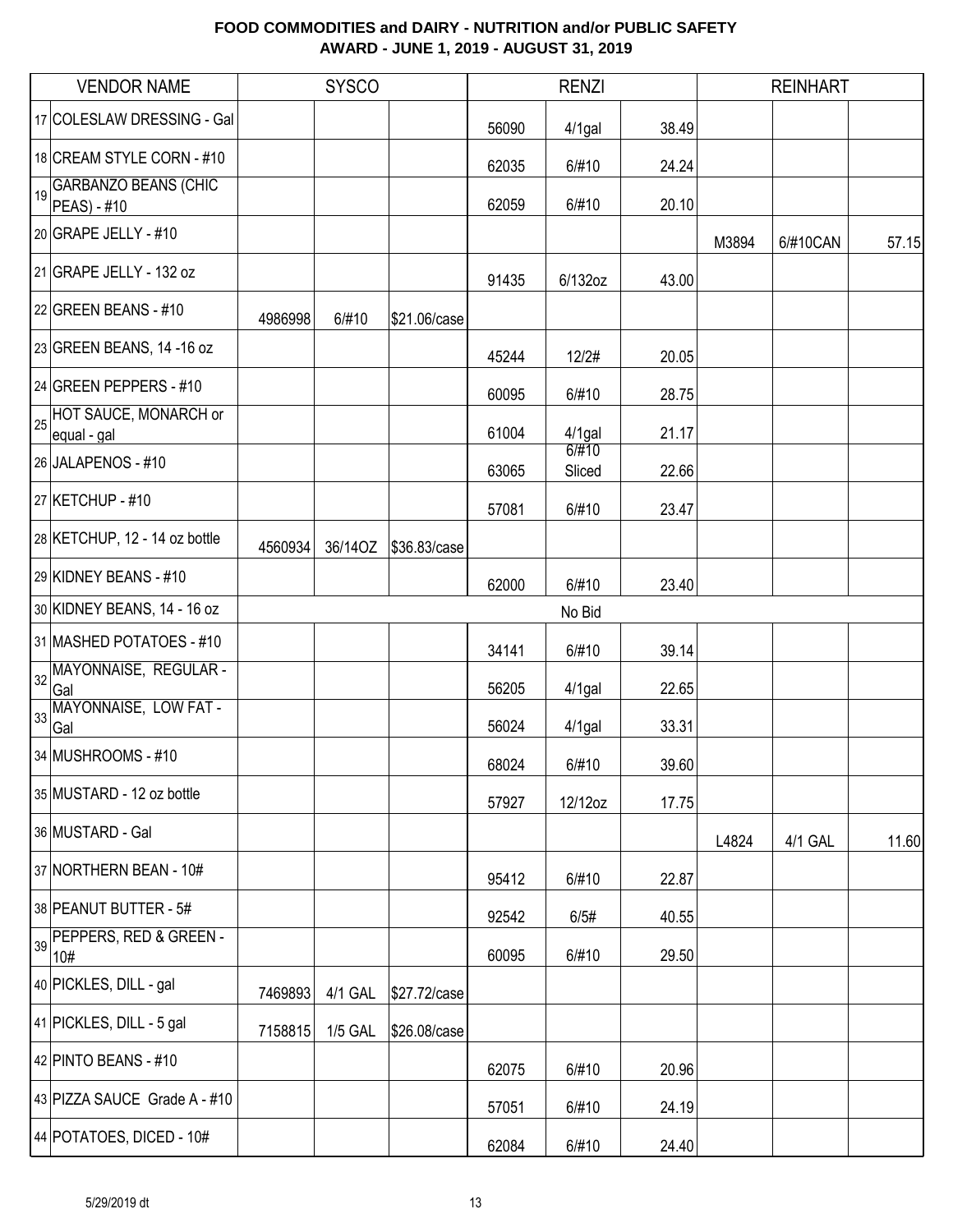## FOOD COMMODITIES and DAIRY - NUTRITION and/or PUBLIC SAFETY
## AWARD - JUNE 1, 2019 - AUGUST 31, 2019

| | VENDOR NAME | SYSCO | | | RENZI | | | REINHART | | |
|---|---|---|---|---|---|---|---|---|---|---|
| 17 | COLESLAW DRESSING - Gal | | | | 56090 | 4/1gal | 38.49 | | | |
| 18 | CREAM STYLE CORN - #10 | | | | 62035 | 6/#10 | 24.24 | | | |
| 19 | GARBANZO BEANS (CHIC PEAS) - #10 | | | | 62059 | 6/#10 | 20.10 | | | |
| 20 | GRAPE JELLY - #10 | | | | | | | M3894 | 6/#10CAN | 57.15 |
| 21 | GRAPE JELLY - 132 oz | | | | 91435 | 6/132oz | 43.00 | | | |
| 22 | GREEN BEANS - #10 | 4986998 | 6/#10 | $21.06/case | | | | | | |
| 23 | GREEN BEANS, 14 -16 oz | | | | 45244 | 12/2# | 20.05 | | | |
| 24 | GREEN PEPPERS - #10 | | | | 60095 | 6/#10 | 28.75 | | | |
| 25 | HOT SAUCE, MONARCH or equal - gal | | | | 61004 | 4/1gal | 21.17 | | | |
| 26 | JALAPENOS - #10 | | | | 63065 | 6/#10 Sliced | 22.66 | | | |
| 27 | KETCHUP - #10 | | | | 57081 | 6/#10 | 23.47 | | | |
| 28 | KETCHUP, 12 - 14 oz bottle | 4560934 | 36/14OZ | $36.83/case | | | | | | |
| 29 | KIDNEY BEANS - #10 | | | | 62000 | 6/#10 | 23.40 | | | |
| 30 | KIDNEY BEANS, 14 - 16 oz | | | | | No Bid | | | | |
| 31 | MASHED POTATOES - #10 | | | | 34141 | 6/#10 | 39.14 | | | |
| 32 | MAYONNAISE, REGULAR - Gal | | | | 56205 | 4/1gal | 22.65 | | | |
| 33 | MAYONNAISE, LOW FAT - Gal | | | | 56024 | 4/1gal | 33.31 | | | |
| 34 | MUSHROOMS - #10 | | | | 68024 | 6/#10 | 39.60 | | | |
| 35 | MUSTARD - 12 oz bottle | | | | 57927 | 12/12oz | 17.75 | | | |
| 36 | MUSTARD - Gal | | | | | | | L4824 | 4/1 GAL | 11.60 |
| 37 | NORTHERN BEAN - 10# | | | | 95412 | 6/#10 | 22.87 | | | |
| 38 | PEANUT BUTTER - 5# | | | | 92542 | 6/5# | 40.55 | | | |
| 39 | PEPPERS, RED & GREEN - 10# | | | | 60095 | 6/#10 | 29.50 | | | |
| 40 | PICKLES, DILL - gal | 7469893 | 4/1 GAL | $27.72/case | | | | | | |
| 41 | PICKLES, DILL - 5 gal | 7158815 | 1/5 GAL | $26.08/case | | | | | | |
| 42 | PINTO BEANS - #10 | | | | 62075 | 6/#10 | 20.96 | | | |
| 43 | PIZZA SAUCE Grade A - #10 | | | | 57051 | 6/#10 | 24.19 | | | |
| 44 | POTATOES, DICED - 10# | | | | 62084 | 6/#10 | 24.40 | | | |

5/29/2019 dt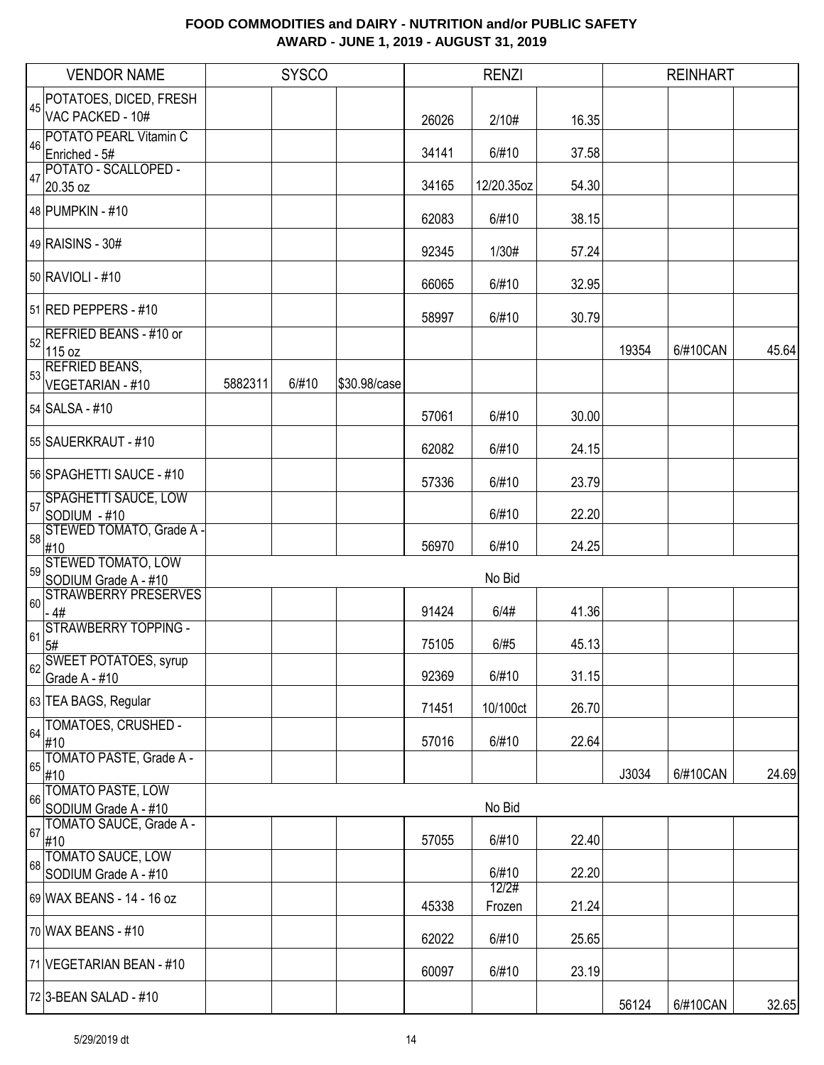# FOOD COMMODITIES and DAIRY - NUTRITION and/or PUBLIC SAFETY
## AWARD - JUNE 1, 2019 - AUGUST 31, 2019

| | VENDOR NAME | SYSCO | | | RENZI | | | REINHART | | |
|---|---|---|---|---|---|---|---|---|---|---|
| 45 | POTATOES, DICED, FRESH VAC PACKED - 10# | | | | 26026 | 2/10# | 16.35 | | | |
| 46 | POTATO PEARL Vitamin C Enriched - 5# | | | | 34141 | 6/#10 | 37.58 | | | |
| 47 | POTATO - SCALLOPED - 20.35 oz | | | | 34165 | 12/20.35oz | 54.30 | | | |
| 48 | PUMPKIN - #10 | | | | 62083 | 6/#10 | 38.15 | | | |
| 49 | RAISINS - 30# | | | | 92345 | 1/30# | 57.24 | | | |
| 50 | RAVIOLI - #10 | | | | 66065 | 6/#10 | 32.95 | | | |
| 51 | RED PEPPERS - #10 | | | | 58997 | 6/#10 | 30.79 | | | |
| 52 | REFRIED BEANS - #10 or 115 oz | | | | | | | 19354 | 6/#10CAN | 45.64 |
| 53 | REFRIED BEANS, VEGETARIAN - #10 | 5882311 | 6/#10 | $30.98/case | | | | | | |
| 54 | SALSA - #10 | | | | 57061 | 6/#10 | 30.00 | | | |
| 55 | SAUERKRAUT - #10 | | | | 62082 | 6/#10 | 24.15 | | | |
| 56 | SPAGHETTI SAUCE - #10 | | | | 57336 | 6/#10 | 23.79 | | | |
| 57 | SPAGHETTI SAUCE, LOW SODIUM - #10 | | | | | 6/#10 | 22.20 | | | |
| 58 | STEWED TOMATO, Grade A - #10 | | | | 56970 | 6/#10 | 24.25 | | | |
| 59 | STEWED TOMATO, LOW SODIUM Grade A - #10 | | | | | No Bid | | | | |
| 60 | STRAWBERRY PRESERVES - 4# | | | | 91424 | 6/4# | 41.36 | | | |
| 61 | STRAWBERRY TOPPING - 5# | | | | 75105 | 6/#5 | 45.13 | | | |
| 62 | SWEET POTATOES, syrup Grade A - #10 | | | | 92369 | 6/#10 | 31.15 | | | |
| 63 | TEA BAGS, Regular | | | | 71451 | 10/100ct | 26.70 | | | |
| 64 | TOMATOES, CRUSHED - #10 | | | | 57016 | 6/#10 | 22.64 | | | |
| 65 | TOMATO PASTE, Grade A - #10 | | | | | | | J3034 | 6/#10CAN | 24.69 |
| 66 | TOMATO PASTE, LOW SODIUM Grade A - #10 | | | | | No Bid | | | | |
| 67 | TOMATO SAUCE, Grade A - #10 | | | | 57055 | 6/#10 | 22.40 | | | |
| 68 | TOMATO SAUCE, LOW SODIUM Grade A - #10 | | | | | 6/#10 | 22.20 | | | |
| 69 | WAX BEANS - 14 - 16 oz | | | | 45338 | 12/2# Frozen | 21.24 | | | |
| 70 | WAX BEANS - #10 | | | | 62022 | 6/#10 | 25.65 | | | |
| 71 | VEGETARIAN BEAN - #10 | | | | 60097 | 6/#10 | 23.19 | | | |
| 72 | 3-BEAN SALAD - #10 | | | | | | | 56124 | 6/#10CAN | 32.65 |

5/29/2019 dt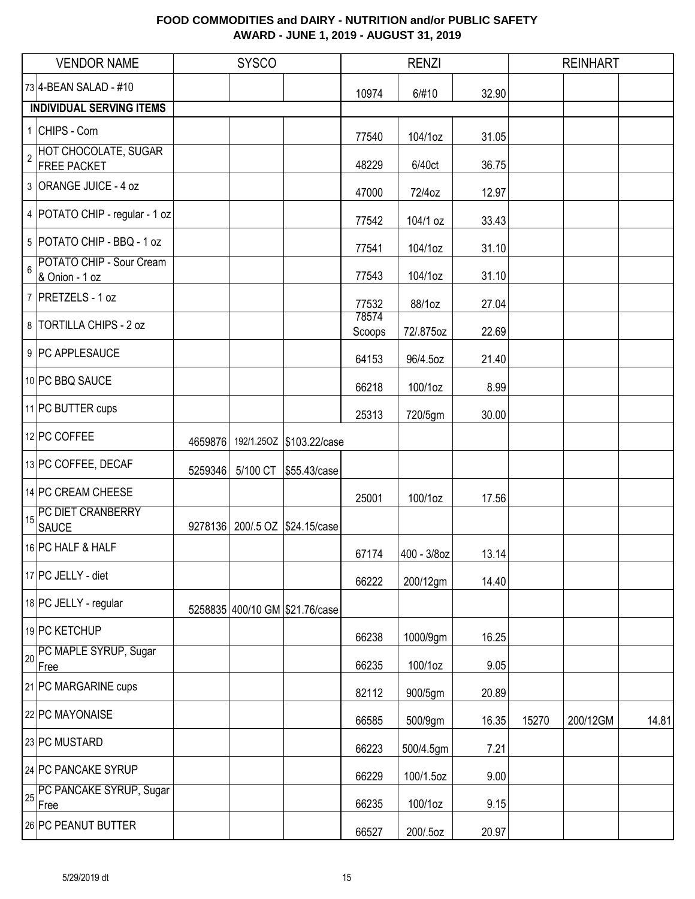# FOOD COMMODITIES and DAIRY - NUTRITION and/or PUBLIC SAFETY
## AWARD - JUNE 1, 2019 - AUGUST 31, 2019

| | VENDOR NAME | SYSCO | | | RENZI | | | REINHART | | |
|---|---|---|---|---|---|---|---|---|---|---|
| 73 | 4-BEAN SALAD - #10 | | | | 10974 | 6/#10 | 32.90 | | | |
| | **INDIVIDUAL SERVING ITEMS** | | | | | | | | | |
| 1 | CHIPS - Corn | | | | 77540 | 104/1oz | 31.05 | | | |
| 2 | HOT CHOCOLATE, SUGAR FREE PACKET | | | | 48229 | 6/40ct | 36.75 | | | |
| 3 | ORANGE JUICE - 4 oz | | | | 47000 | 72/4oz | 12.97 | | | |
| 4 | POTATO CHIP - regular - 1 oz | | | | 77542 | 104/1 oz | 33.43 | | | |
| 5 | POTATO CHIP - BBQ - 1 oz | | | | 77541 | 104/1oz | 31.10 | | | |
| 6 | POTATO CHIP - Sour Cream & Onion - 1 oz | | | | 77543 | 104/1oz | 31.10 | | | |
| 7 | PRETZELS - 1 oz | | | | 77532 | 88/1oz | 27.04 | | | |
| 8 | TORTILLA CHIPS - 2 oz | | | | 78574 Scoops | 72/.875oz | 22.69 | | | |
| 9 | PC APPLESAUCE | | | | 64153 | 96/4.5oz | 21.40 | | | |
| 10 | PC BBQ SAUCE | | | | 66218 | 100/1oz | 8.99 | | | |
| 11 | PC BUTTER cups | | | | 25313 | 720/5gm | 30.00 | | | |
| 12 | PC COFFEE | 4659876 | 192/1.25OZ | $103.22/case | | | | | | |
| 13 | PC COFFEE, DECAF | 5259346 | 5/100 CT | $55.43/case | | | | | | |
| 14 | PC CREAM CHEESE | | | | 25001 | 100/1oz | 17.56 | | | |
| 15 | PC DIET CRANBERRY SAUCE | 9278136 | 200/.5 OZ | $24.15/case | | | | | | |
| 16 | PC HALF & HALF | | | | 67174 | 400 - 3/8oz | 13.14 | | | |
| 17 | PC JELLY - diet | | | | 66222 | 200/12gm | 14.40 | | | |
| 18 | PC JELLY - regular | 5258835 | 400/10 GM | $21.76/case | | | | | | |
| 19 | PC KETCHUP | | | | 66238 | 1000/9gm | 16.25 | | | |
| 20 | PC MAPLE SYRUP, Sugar Free | | | | 66235 | 100/1oz | 9.05 | | | |
| 21 | PC MARGARINE cups | | | | 82112 | 900/5gm | 20.89 | | | |
| 22 | PC MAYONAISE | | | | 66585 | 500/9gm | 16.35 | 15270 | 200/12GM | 14.81 |
| 23 | PC MUSTARD | | | | 66223 | 500/4.5gm | 7.21 | | | |
| 24 | PC PANCAKE SYRUP | | | | 66229 | 100/1.5oz | 9.00 | | | |
| 25 | PC PANCAKE SYRUP, Sugar Free | | | | 66235 | 100/1oz | 9.15 | | | |
| 26 | PC PEANUT BUTTER | | | | 66527 | 200/.5oz | 20.97 | | | |

5/29/2019 dt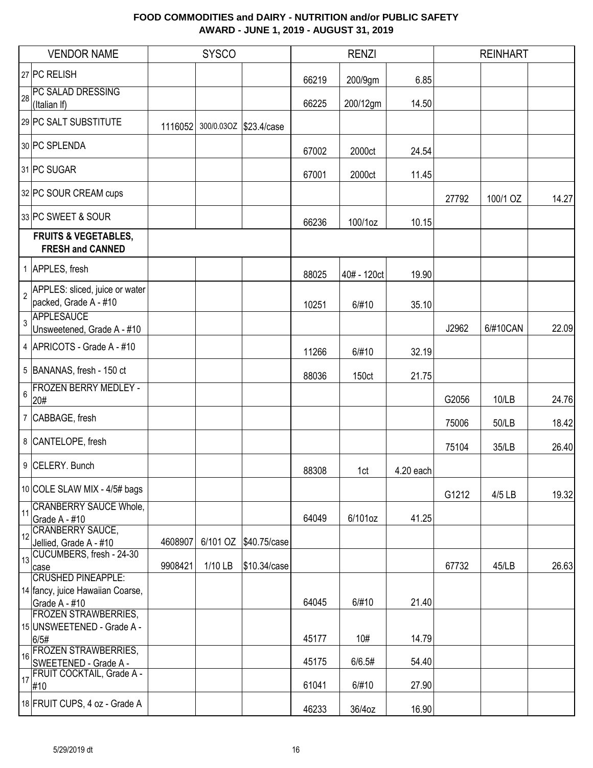# FOOD COMMODITIES and DAIRY - NUTRITION and/or PUBLIC SAFETY
## AWARD - JUNE 1, 2019 - AUGUST 31, 2019

| | VENDOR NAME | SYSCO | | | RENZI | | | REINHART | | |
|---|---|---|---|---|---|---|---|---|---|---|
| 27 | PC RELISH | | | | 66219 | 200/9gm | 6.85 | | | |
| 28 | PC SALAD DRESSING (Italian lf) | | | | 66225 | 200/12gm | 14.50 | | | |
| 29 | PC SALT SUBSTITUTE | 1116052 | 300/0.03OZ | $23.4/case | | | | | | |
| 30 | PC SPLENDA | | | | 67002 | 2000ct | 24.54 | | | |
| 31 | PC SUGAR | | | | 67001 | 2000ct | 11.45 | | | |
| 32 | PC SOUR CREAM cups | | | | | | | 27792 | 100/1 OZ | 14.27 |
| 33 | PC SWEET & SOUR | | | | 66236 | 100/1oz | 10.15 | | | |
| | **FRUITS & VEGETABLES, FRESH and CANNED** | | | | | | | | | |
| 1 | APPLES, fresh | | | | 88025 | 40# - 120ct | 19.90 | | | |
| 2 | APPLES: sliced, juice or water packed, Grade A - #10 | | | | 10251 | 6/#10 | 35.10 | | | |
| 3 | APPLESAUCE Unsweetened, Grade A - #10 | | | | | | | J2962 | 6/#10CAN | 22.09 |
| 4 | APRICOTS - Grade A - #10 | | | | 11266 | 6/#10 | 32.19 | | | |
| 5 | BANANAS, fresh - 150 ct | | | | 88036 | 150ct | 21.75 | | | |
| 6 | FROZEN BERRY MEDLEY - 20# | | | | | | | G2056 | 10/LB | 24.76 |
| 7 | CABBAGE, fresh | | | | | | | 75006 | 50/LB | 18.42 |
| 8 | CANTELOPE, fresh | | | | | | | 75104 | 35/LB | 26.40 |
| 9 | CELERY. Bunch | | | | 88308 | 1ct | 4.20 each | | | |
| 10 | COLE SLAW MIX - 4/5# bags | | | | | | | G1212 | 4/5 LB | 19.32 |
| 11 | CRANBERRY SAUCE Whole, Grade A - #10 | | | | 64049 | 6/101oz | 41.25 | | | |
| 12 | CRANBERRY SAUCE, Jellied, Grade A - #10 | 4608907 | 6/101 OZ | $40.75/case | | | | | | |
| 13 | CUCUMBERS, fresh - 24-30 case | 9908421 | 1/10 LB | $10.34/case | | | | 67732 | 45/LB | 26.63 |
| 14 | CRUSHED PINEAPPLE: fancy, juice Hawaiian Coarse, Grade A - #10 | | | | 64045 | 6/#10 | 21.40 | | | |
| 15 | FROZEN STRAWBERRIES, UNSWEETENED - Grade A - 6/5# | | | | 45177 | 10# | 14.79 | | | |
| 16 | FROZEN STRAWBERRIES, SWEETENED - Grade A - | | | | 45175 | 6/6.5# | 54.40 | | | |
| 17 | FRUIT COCKTAIL, Grade A - #10 | | | | 61041 | 6/#10 | 27.90 | | | |
| 18 | FRUIT CUPS, 4 oz - Grade A | | | | 46233 | 36/4oz | 16.90 | | | |

5/29/2019 dt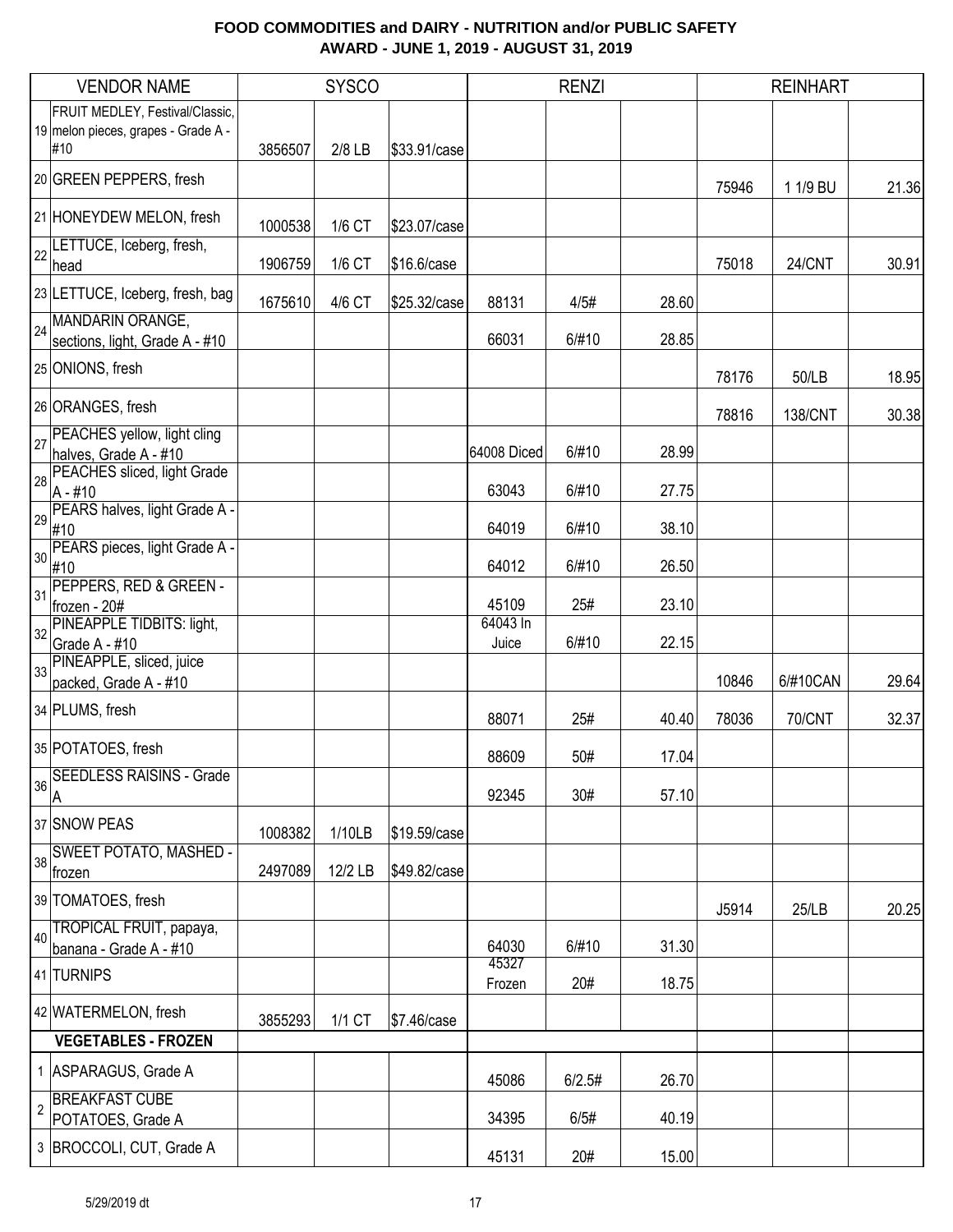# FOOD COMMODITIES and DAIRY - NUTRITION and/or PUBLIC SAFETY
## AWARD - JUNE 1, 2019 - AUGUST 31, 2019

| | VENDOR NAME | SYSCO | | | RENZI | | | REINHART | | |
|---|---|---|---|---|---|---|---|---|---|---|
| 19 | FRUIT MEDLEY, Festival/Classic, melon pieces, grapes - Grade A - #10 | 3856507 | 2/8 LB | $33.91/case | | | | | | |
| 20 | GREEN PEPPERS, fresh | | | | | | | 75946 | 1 1/9 BU | 21.36 |
| 21 | HONEYDEW MELON, fresh | 1000538 | 1/6 CT | $23.07/case | | | | | | |
| 22 | LETTUCE, Iceberg, fresh, head | 1906759 | 1/6 CT | $16.6/case | | | | 75018 | 24/CNT | 30.91 |
| 23 | LETTUCE, Iceberg, fresh, bag | 1675610 | 4/6 CT | $25.32/case | 88131 | 4/5# | 28.60 | | | |
| 24 | MANDARIN ORANGE, sections, light, Grade A - #10 | | | | 66031 | 6/#10 | 28.85 | | | |
| 25 | ONIONS, fresh | | | | | | | 78176 | 50/LB | 18.95 |
| 26 | ORANGES, fresh | | | | | | | 78816 | 138/CNT | 30.38 |
| 27 | PEACHES yellow, light cling halves, Grade A - #10 | | | | 64008 Diced | 6/#10 | 28.99 | | | |
| 28 | PEACHES sliced, light Grade A - #10 | | | | 63043 | 6/#10 | 27.75 | | | |
| 29 | PEARS halves, light Grade A - #10 | | | | 64019 | 6/#10 | 38.10 | | | |
| 30 | PEARS pieces, light Grade A - #10 | | | | 64012 | 6/#10 | 26.50 | | | |
| 31 | PEPPERS, RED & GREEN - frozen - 20# | | | | 45109 | 25# | 23.10 | | | |
| 32 | PINEAPPLE TIDBITS: light, Grade A - #10 | | | | 64043 In Juice | 6/#10 | 22.15 | | | |
| 33 | PINEAPPLE, sliced, juice packed, Grade A - #10 | | | | | | | 10846 | 6/#10CAN | 29.64 |
| 34 | PLUMS, fresh | | | | 88071 | 25# | 40.40 | 78036 | 70/CNT | 32.37 |
| 35 | POTATOES, fresh | | | | 88609 | 50# | 17.04 | | | |
| 36 | SEEDLESS RAISINS - Grade A | | | | 92345 | 30# | 57.10 | | | |
| 37 | SNOW PEAS | 1008382 | 1/10LB | $19.59/case | | | | | | |
| 38 | SWEET POTATO, MASHED - frozen | 2497089 | 12/2 LB | $49.82/case | | | | | | |
| 39 | TOMATOES, fresh | | | | | | | J5914 | 25/LB | 20.25 |
| 40 | TROPICAL FRUIT, papaya, banana - Grade A - #10 | | | | 64030 | 6/#10 | 31.30 | | | |
| 41 | TURNIPS | | | | 45327 Frozen | 20# | 18.75 | | | |
| 42 | WATERMELON, fresh | 3855293 | 1/1 CT | $7.46/case | | | | | | |
| | **VEGETABLES - FROZEN** | | | | | | | | | |
| 1 | ASPARAGUS, Grade A | | | | 45086 | 6/2.5# | 26.70 | | | |
| 2 | BREAKFAST CUBE POTATOES, Grade A | | | | 34395 | 6/5# | 40.19 | | | |
| 3 | BROCCOLI, CUT, Grade A | | | | 45131 | 20# | 15.00 | | | |

5/29/2019 dt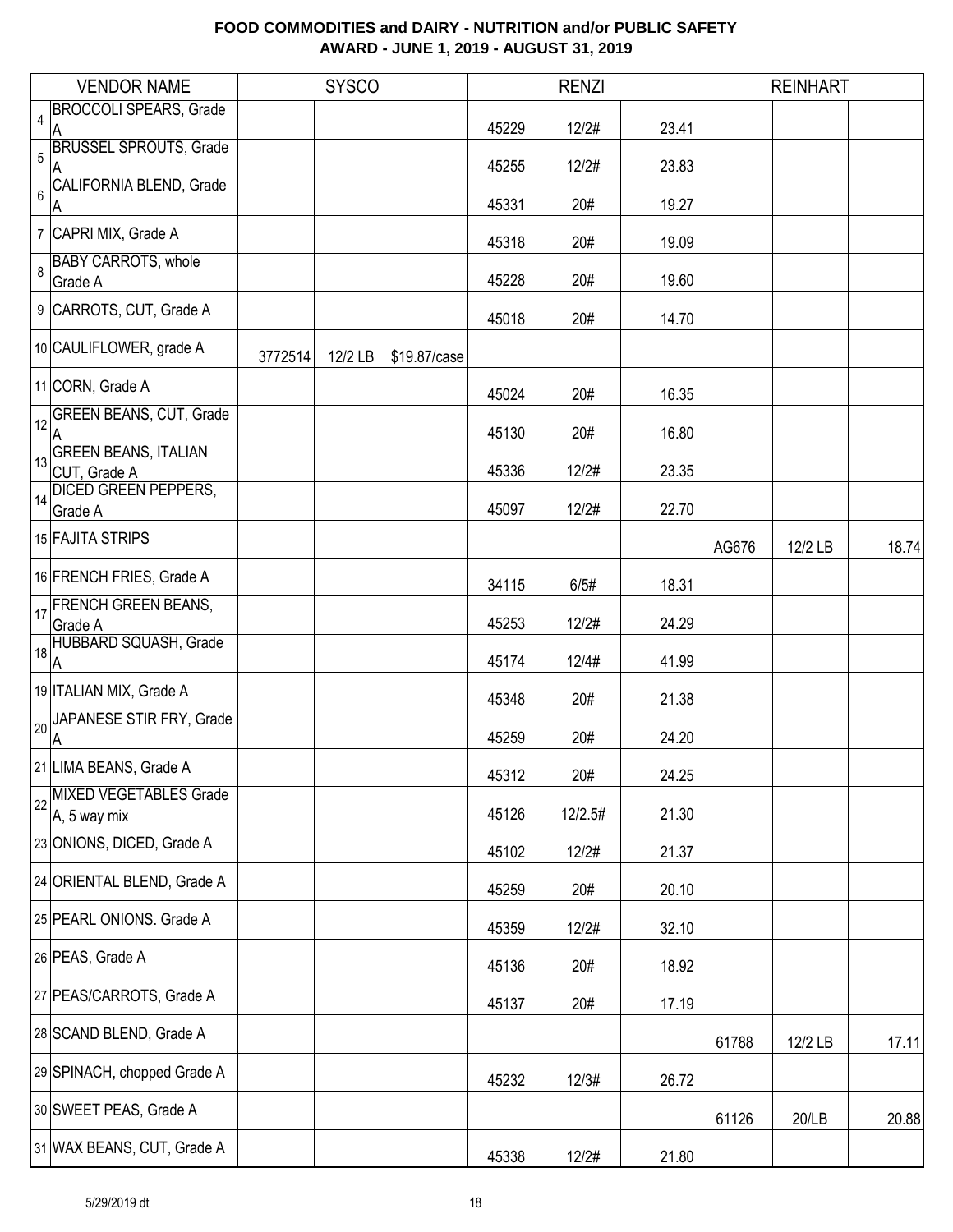# FOOD COMMODITIES and DAIRY - NUTRITION and/or PUBLIC SAFETY
## AWARD - JUNE 1, 2019 - AUGUST 31, 2019

| | VENDOR NAME | SYSCO | | | RENZI | | | REINHART | | |
|---|---|---|---|---|---|---|---|---|---|---|
| 4 | BROCCOLI SPEARS, Grade A | | | | 45229 | 12/2# | 23.41 | | | |
| 5 | BRUSSEL SPROUTS, Grade A | | | | 45255 | 12/2# | 23.83 | | | |
| 6 | CALIFORNIA BLEND, Grade A | | | | 45331 | 20# | 19.27 | | | |
| 7 | CAPRI MIX, Grade A | | | | 45318 | 20# | 19.09 | | | |
| 8 | BABY CARROTS, whole Grade A | | | | 45228 | 20# | 19.60 | | | |
| 9 | CARROTS, CUT, Grade A | | | | 45018 | 20# | 14.70 | | | |
| 10 | CAULIFLOWER, grade A | 3772514 | 12/2 LB | $19.87/case | | | | | | |
| 11 | CORN, Grade A | | | | 45024 | 20# | 16.35 | | | |
| 12 | GREEN BEANS, CUT, Grade A | | | | 45130 | 20# | 16.80 | | | |
| 13 | GREEN BEANS, ITALIAN CUT, Grade A | | | | 45336 | 12/2# | 23.35 | | | |
| 14 | DICED GREEN PEPPERS, Grade A | | | | 45097 | 12/2# | 22.70 | | | |
| 15 | FAJITA STRIPS | | | | | | | AG676 | 12/2 LB | 18.74 |
| 16 | FRENCH FRIES, Grade A | | | | 34115 | 6/5# | 18.31 | | | |
| 17 | FRENCH GREEN BEANS, Grade A | | | | 45253 | 12/2# | 24.29 | | | |
| 18 | HUBBARD SQUASH, Grade A | | | | 45174 | 12/4# | 41.99 | | | |
| 19 | ITALIAN MIX, Grade A | | | | 45348 | 20# | 21.38 | | | |
| 20 | JAPANESE STIR FRY, Grade A | | | | 45259 | 20# | 24.20 | | | |
| 21 | LIMA BEANS, Grade A | | | | 45312 | 20# | 24.25 | | | |
| 22 | MIXED VEGETABLES Grade A, 5 way mix | | | | 45126 | 12/2.5# | 21.30 | | | |
| 23 | ONIONS, DICED, Grade A | | | | 45102 | 12/2# | 21.37 | | | |
| 24 | ORIENTAL BLEND, Grade A | | | | 45259 | 20# | 20.10 | | | |
| 25 | PEARL ONIONS. Grade A | | | | 45359 | 12/2# | 32.10 | | | |
| 26 | PEAS, Grade A | | | | 45136 | 20# | 18.92 | | | |
| 27 | PEAS/CARROTS, Grade A | | | | 45137 | 20# | 17.19 | | | |
| 28 | SCAND BLEND, Grade A | | | | | | | 61788 | 12/2 LB | 17.11 |
| 29 | SPINACH, chopped Grade A | | | | 45232 | 12/3# | 26.72 | | | |
| 30 | SWEET PEAS, Grade A | | | | | | | 61126 | 20/LB | 20.88 |
| 31 | WAX BEANS, CUT, Grade A | | | | 45338 | 12/2# | 21.80 | | | |

5/29/2019 dt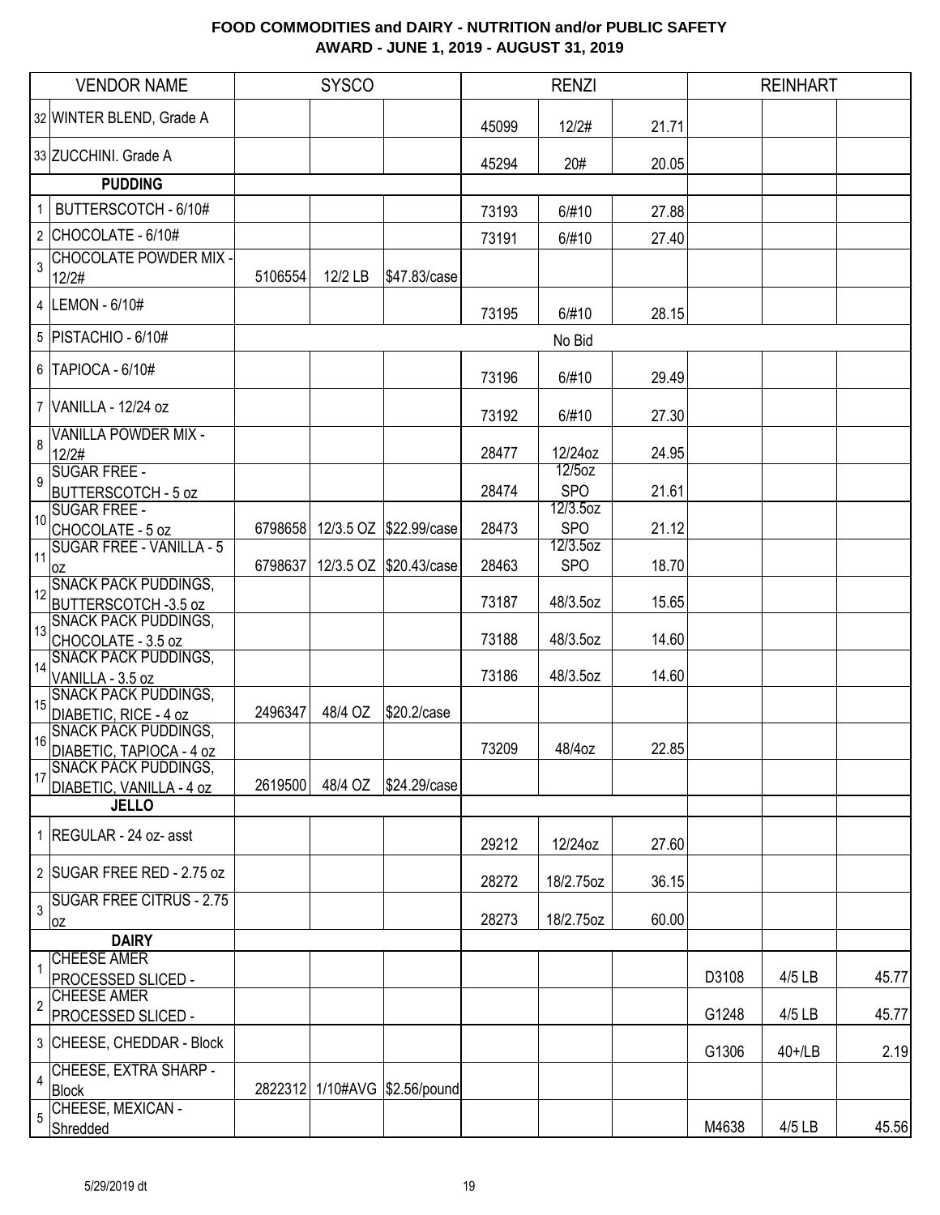# FOOD COMMODITIES and DAIRY - NUTRITION and/or PUBLIC SAFETY
## AWARD - JUNE 1, 2019 - AUGUST 31, 2019

| | VENDOR NAME | SYSCO | | | RENZI | | | REINHART | | |
|---|---|---|---|---|---|---|---|---|---|---|
| 32 | WINTER BLEND, Grade A | | | | 45099 | 12/2# | 21.71 | | | |
| 33 | ZUCCHINI. Grade A | | | | 45294 | 20# | 20.05 | | | |
| | **PUDDING** | | | | | | | | | |
| 1 | BUTTERSCOTCH - 6/10# | | | | 73193 | 6/#10 | 27.88 | | | |
| 2 | CHOCOLATE - 6/10# | | | | 73191 | 6/#10 | 27.40 | | | |
| 3 | CHOCOLATE POWDER MIX - 12/2# | 5106554 | 12/2 LB | $47.83/case | | | | | | |
| 4 | LEMON - 6/10# | | | | 73195 | 6/#10 | 28.15 | | | |
| 5 | PISTACHIO - 6/10# | | | | | No Bid | | | | |
| 6 | TAPIOCA - 6/10# | | | | 73196 | 6/#10 | 29.49 | | | |
| 7 | VANILLA - 12/24 oz | | | | 73192 | 6/#10 | 27.30 | | | |
| 8 | VANILLA POWDER MIX - 12/2# | | | | 28477 | 12/24oz | 24.95 | | | |
| 9 | SUGAR FREE - BUTTERSCOTCH - 5 oz | | | | 28474 | 12/5oz SPO | 21.61 | | | |
| 10 | SUGAR FREE - CHOCOLATE - 5 oz | 6798658 | 12/3.5 OZ | $22.99/case | 28473 | 12/3.5oz SPO | 21.12 | | | |
| 11 | SUGAR FREE - VANILLA - 5 oz | 6798637 | 12/3.5 OZ | $20.43/case | 28463 | 12/3.5oz SPO | 18.70 | | | |
| 12 | SNACK PACK PUDDINGS, BUTTERSCOTCH -3.5 oz | | | | 73187 | 48/3.5oz | 15.65 | | | |
| 13 | SNACK PACK PUDDINGS, CHOCOLATE - 3.5 oz | | | | 73188 | 48/3.5oz | 14.60 | | | |
| 14 | SNACK PACK PUDDINGS, VANILLA - 3.5 oz | | | | 73186 | 48/3.5oz | 14.60 | | | |
| 15 | SNACK PACK PUDDINGS, DIABETIC, RICE - 4 oz | 2496347 | 48/4 OZ | $20.2/case | | | | | | |
| 16 | SNACK PACK PUDDINGS, DIABETIC, TAPIOCA - 4 oz | | | | 73209 | 48/4oz | 22.85 | | | |
| 17 | SNACK PACK PUDDINGS, DIABETIC, VANILLA - 4 oz | 2619500 | 48/4 OZ | $24.29/case | | | | | | |
| | **JELLO** | | | | | | | | | |
| 1 | REGULAR - 24 oz- asst | | | | 29212 | 12/24oz | 27.60 | | | |
| 2 | SUGAR FREE RED - 2.75 oz | | | | 28272 | 18/2.75oz | 36.15 | | | |
| 3 | SUGAR FREE CITRUS - 2.75 oz | | | | 28273 | 18/2.75oz | 60.00 | | | |
| | **DAIRY** | | | | | | | | | |
| 1 | CHEESE AMER PROCESSED SLICED - | | | | | | | D3108 | 4/5 LB | 45.77 |
| 2 | CHEESE AMER PROCESSED SLICED - | | | | | | | G1248 | 4/5 LB | 45.77 |
| 3 | CHEESE, CHEDDAR - Block | | | | | | | G1306 | 40+/LB | 2.19 |
| 4 | CHEESE, EXTRA SHARP - Block | 2822312 | 1/10#AVG | $2.56/pound | | | | | | |
| 5 | CHEESE, MEXICAN - Shredded | | | | | | | M4638 | 4/5 LB | 45.56 |

5/29/2019 dt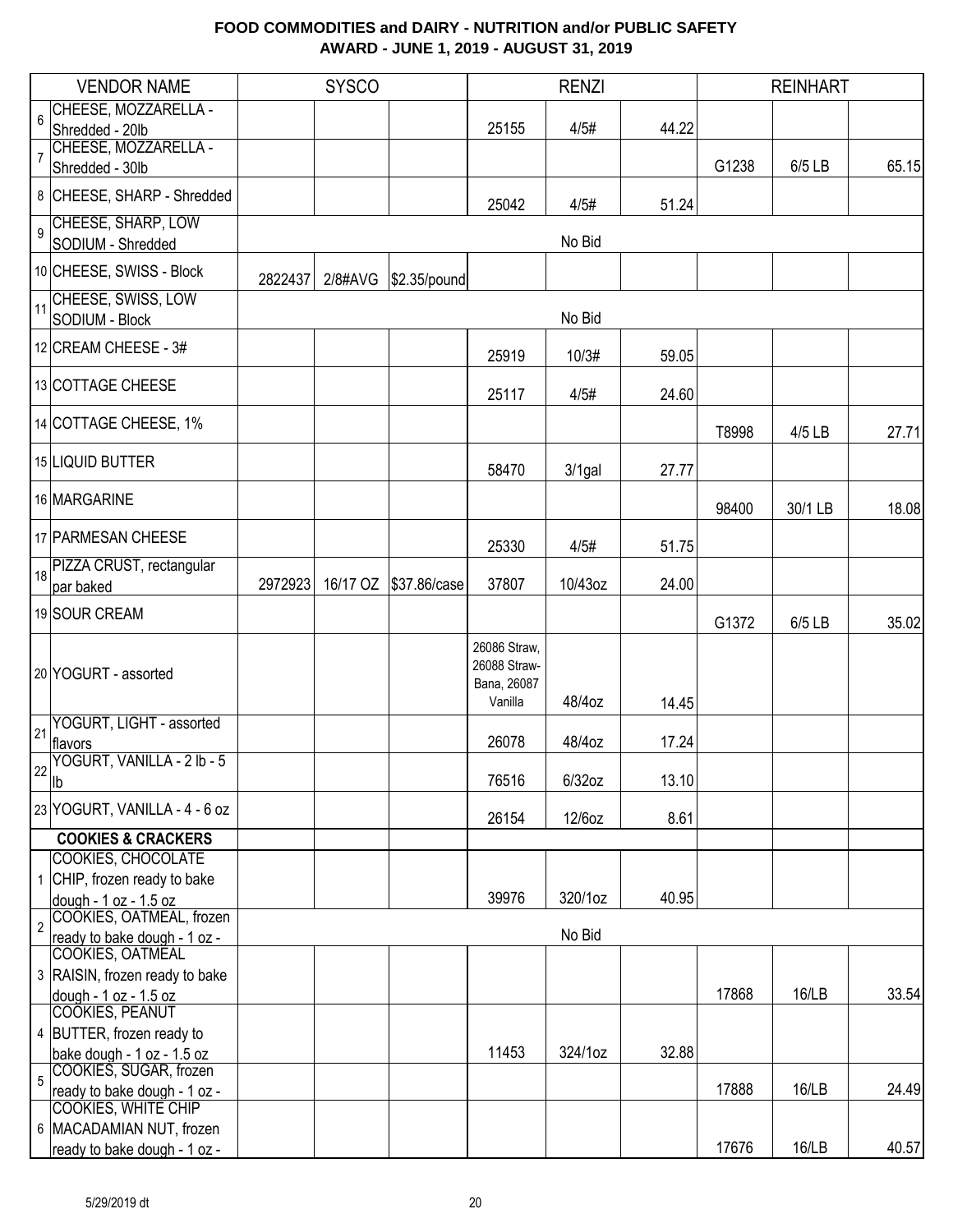# FOOD COMMODITIES and DAIRY - NUTRITION and/or PUBLIC SAFETY
## AWARD - JUNE 1, 2019 - AUGUST 31, 2019

| | VENDOR NAME | SYSCO | | | RENZI | | | REINHART | | |
|---|---|---|---|---|---|---|---|---|---|---|
| 6 | CHEESE, MOZZARELLA - Shredded - 20lb | | | | 25155 | 4/5# | 44.22 | | | |
| 7 | CHEESE, MOZZARELLA - Shredded - 30lb | | | | | | | G1238 | 6/5 LB | 65.15 |
| 8 | CHEESE, SHARP - Shredded | | | | 25042 | 4/5# | 51.24 | | | |
| 9 | CHEESE, SHARP, LOW SODIUM - Shredded | | | | | No Bid | | | | |
| 10 | CHEESE, SWISS - Block | 2822437 | 2/8#AVG | $2.35/pound | | | | | | |
| 11 | CHEESE, SWISS, LOW SODIUM - Block | | | | | No Bid | | | | |
| 12 | CREAM CHEESE - 3# | | | | 25919 | 10/3# | 59.05 | | | |
| 13 | COTTAGE CHEESE | | | | 25117 | 4/5# | 24.60 | | | |
| 14 | COTTAGE CHEESE, 1% | | | | | | | T8998 | 4/5 LB | 27.71 |
| 15 | LIQUID BUTTER | | | | 58470 | 3/1gal | 27.77 | | | |
| 16 | MARGARINE | | | | | | | 98400 | 30/1 LB | 18.08 |
| 17 | PARMESAN CHEESE | | | | 25330 | 4/5# | 51.75 | | | |
| 18 | PIZZA CRUST, rectangular par baked | 2972923 | 16/17 OZ | $37.86/case | 37807 | 10/43oz | 24.00 | | | |
| 19 | SOUR CREAM | | | | | | | G1372 | 6/5 LB | 35.02 |
| 20 | YOGURT - assorted | | | | 26086 Straw, 26088 Straw-Bana, 26087 Vanilla | 48/4oz | 14.45 | | | |
| 21 | YOGURT, LIGHT - assorted flavors | | | | 26078 | 48/4oz | 17.24 | | | |
| 22 | YOGURT, VANILLA - 2 lb - 5 lb | | | | 76516 | 6/32oz | 13.10 | | | |
| 23 | YOGURT, VANILLA - 4 - 6 oz | | | | 26154 | 12/6oz | 8.61 | | | |
| | **COOKIES & CRACKERS** | | | | | | | | | |
| 1 | COOKIES, CHOCOLATE CHIP, frozen ready to bake dough - 1 oz - 1.5 oz | | | | 39976 | 320/1oz | 40.95 | | | |
| 2 | COOKIES, OATMEAL, frozen ready to bake dough - 1 oz - | | | | | No Bid | | | | |
| 3 | COOKIES, OATMEAL RAISIN, frozen ready to bake dough - 1 oz - 1.5 oz | | | | | | | 17868 | 16/LB | 33.54 |
| 4 | COOKIES, PEANUT BUTTER, frozen ready to bake dough - 1 oz - 1.5 oz | | | | 11453 | 324/1oz | 32.88 | | | |
| 5 | COOKIES, SUGAR, frozen ready to bake dough - 1 oz - | | | | | | | 17888 | 16/LB | 24.49 |
| 6 | COOKIES, WHITE CHIP MACADAMIAN NUT, frozen ready to bake dough - 1 oz - | | | | | | | 17676 | 16/LB | 40.57 |

5/29/2019 dt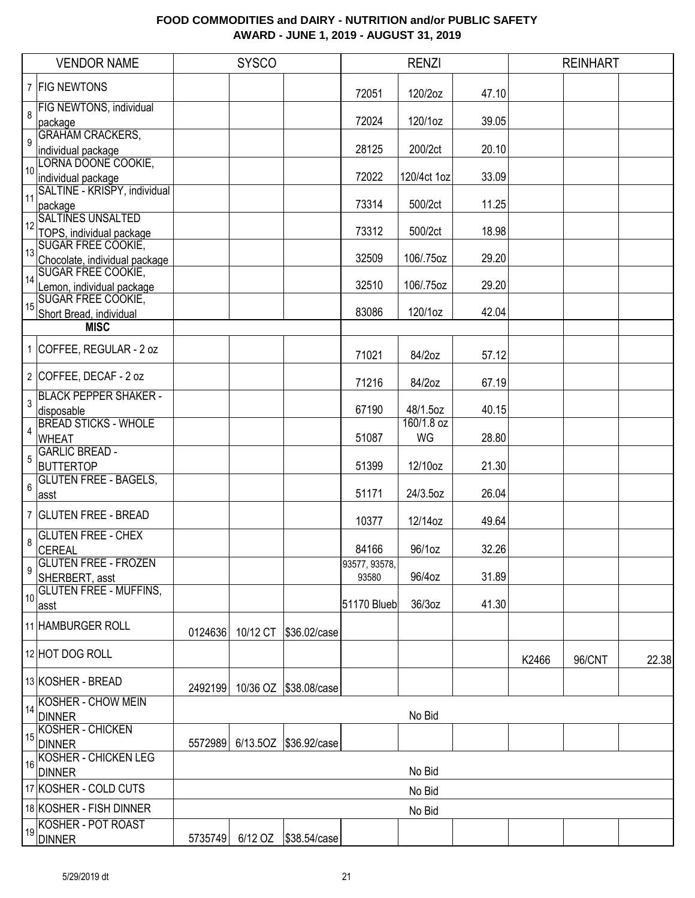**FOOD COMMODITIES and DAIRY - NUTRITION and/or PUBLIC SAFETY**
**AWARD - JUNE 1, 2019 - AUGUST 31, 2019**

| | VENDOR NAME | SYSCO | | | RENZI | | | REINHART | | |
|---|---|---|---|---|---|---|---|---|---|---|
| 7 | FIG NEWTONS | | | | 72051 | 120/2oz | 47.10 | | | |
| 8 | FIG NEWTONS, individual package | | | | 72024 | 120/1oz | 39.05 | | | |
| 9 | GRAHAM CRACKERS, individual package | | | | 28125 | 200/2ct | 20.10 | | | |
| 10 | LORNA DOONE COOKIE, individual package | | | | 72022 | 120/4ct 1oz | 33.09 | | | |
| 11 | SALTINE - KRISPY, individual package | | | | 73314 | 500/2ct | 11.25 | | | |
| 12 | SALTINES UNSALTED TOPS, individual package | | | | 73312 | 500/2ct | 18.98 | | | |
| 13 | SUGAR FREE COOKIE, Chocolate, individual package | | | | 32509 | 106/.75oz | 29.20 | | | |
| 14 | SUGAR FREE COOKIE, Lemon, individual package | | | | 32510 | 106/.75oz | 29.20 | | | |
| 15 | SUGAR FREE COOKIE, Short Bread, individual | | | | 83086 | 120/1oz | 42.04 | | | |
| | **MISC** | | | | | | | | | |
| 1 | COFFEE, REGULAR - 2 oz | | | | 71021 | 84/2oz | 57.12 | | | |
| 2 | COFFEE, DECAF - 2 oz | | | | 71216 | 84/2oz | 67.19 | | | |
| 3 | BLACK PEPPER SHAKER - disposable | | | | 67190 | 48/1.5oz | 40.15 | | | |
| 4 | BREAD STICKS - WHOLE WHEAT | | | | 51087 | 160/1.8 oz WG | 28.80 | | | |
| 5 | GARLIC BREAD - BUTTERTOP | | | | 51399 | 12/10oz | 21.30 | | | |
| 6 | GLUTEN FREE - BAGELS, asst | | | | 51171 | 24/3.5oz | 26.04 | | | |
| 7 | GLUTEN FREE - BREAD | | | | 10377 | 12/14oz | 49.64 | | | |
| 8 | GLUTEN FREE - CHEX CEREAL | | | | 84166 | 96/1oz | 32.26 | | | |
| 9 | GLUTEN FREE - FROZEN SHERBERT, asst | | | | 93577, 93578, 93580 | 96/4oz | 31.89 | | | |
| 10 | GLUTEN FREE - MUFFINS, asst | | | | 51170 Blueb | 36/3oz | 41.30 | | | |
| 11 | HAMBURGER ROLL | 0124636 | 10/12 CT | $36.02/case | | | | | | |
| 12 | HOT DOG ROLL | | | | | | | K2466 | 96/CNT | 22.38 |
| 13 | KOSHER - BREAD | 2492199 | 10/36 OZ | $38.08/case | | | | | | |
| 14 | KOSHER - CHOW MEIN DINNER | | | | | No Bid | | | | |
| 15 | KOSHER - CHICKEN DINNER | 5572989 | 6/13.5OZ | $36.92/case | | | | | | |
| 16 | KOSHER - CHICKEN LEG DINNER | | | | | No Bid | | | | |
| 17 | KOSHER - COLD CUTS | | | | | No Bid | | | | |
| 18 | KOSHER - FISH DINNER | | | | | No Bid | | | | |
| 19 | KOSHER - POT ROAST DINNER | 5735749 | 6/12 OZ | $38.54/case | | | | | | |

5/29/2019 dt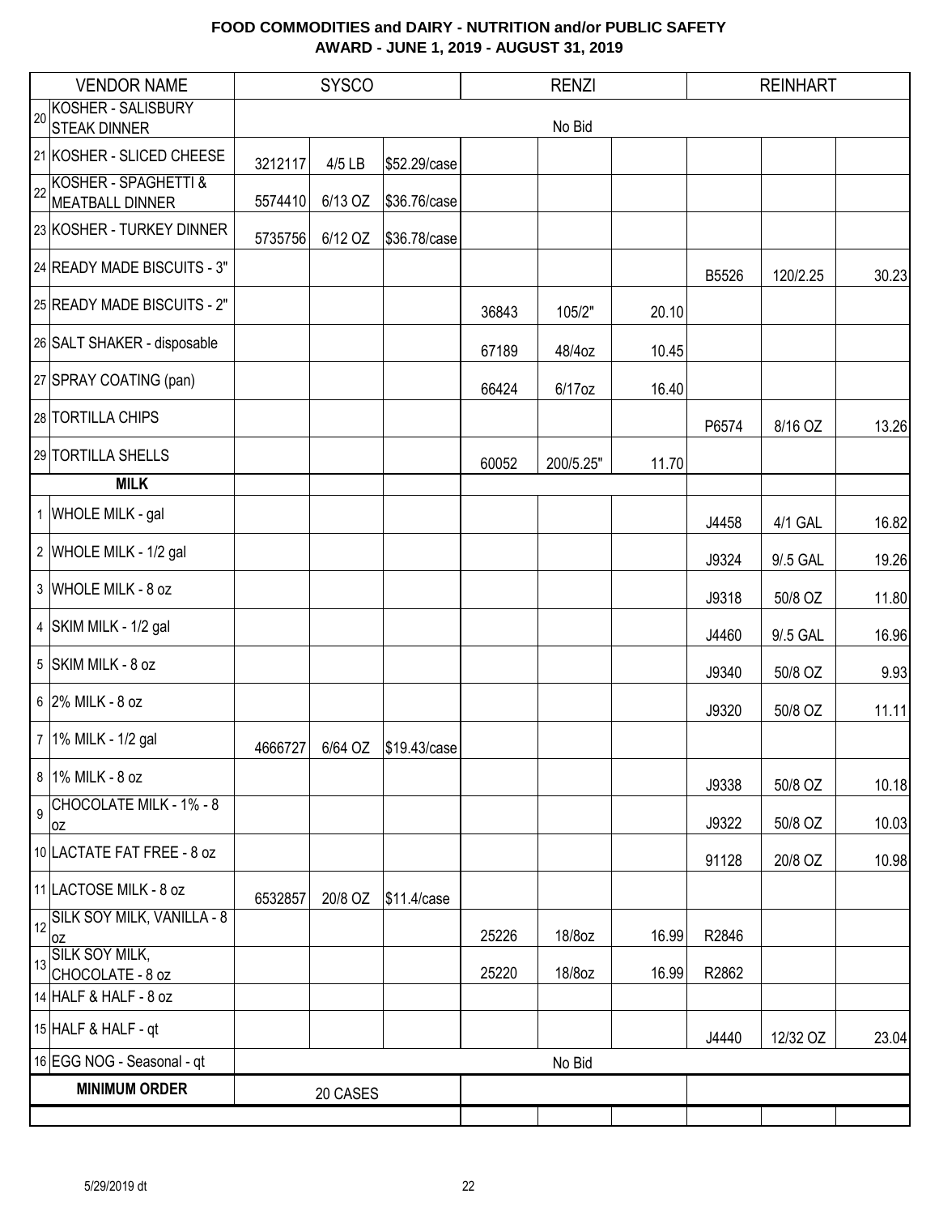# FOOD COMMODITIES and DAIRY - NUTRITION and/or PUBLIC SAFETY
## AWARD - JUNE 1, 2019 - AUGUST 31, 2019

| | VENDOR NAME | SYSCO | | | RENZI | | | REINHART | | |
|---|---|---|---|---|---|---|---|---|---|---|
| 20 | KOSHER - SALISBURY STEAK DINNER | | | | | No Bid | | | | |
| 21 | KOSHER - SLICED CHEESE | 3212117 | 4/5 LB | $52.29/case | | | | | | |
| 22 | KOSHER - SPAGHETTI & MEATBALL DINNER | 5574410 | 6/13 OZ | $36.76/case | | | | | | |
| 23 | KOSHER - TURKEY DINNER | 5735756 | 6/12 OZ | $36.78/case | | | | | | |
| 24 | READY MADE BISCUITS - 3" | | | | | | | B5526 | 120/2.25 | 30.23 |
| 25 | READY MADE BISCUITS - 2" | | | | 36843 | 105/2" | 20.10 | | | |
| 26 | SALT SHAKER - disposable | | | | 67189 | 48/4oz | 10.45 | | | |
| 27 | SPRAY COATING (pan) | | | | 66424 | 6/17oz | 16.40 | | | |
| 28 | TORTILLA CHIPS | | | | | | | P6574 | 8/16 OZ | 13.26 |
| 29 | TORTILLA SHELLS | | | | 60052 | 200/5.25" | 11.70 | | | |
| | **MILK** | | | | | | | | | |
| 1 | WHOLE MILK - gal | | | | | | | J4458 | 4/1 GAL | 16.82 |
| 2 | WHOLE MILK - 1/2 gal | | | | | | | J9324 | 9/.5 GAL | 19.26 |
| 3 | WHOLE MILK - 8 oz | | | | | | | J9318 | 50/8 OZ | 11.80 |
| 4 | SKIM MILK - 1/2 gal | | | | | | | J4460 | 9/.5 GAL | 16.96 |
| 5 | SKIM MILK - 8 oz | | | | | | | J9340 | 50/8 OZ | 9.93 |
| 6 | 2% MILK - 8 oz | | | | | | | J9320 | 50/8 OZ | 11.11 |
| 7 | 1% MILK - 1/2 gal | 4666727 | 6/64 OZ | $19.43/case | | | | | | |
| 8 | 1% MILK - 8 oz | | | | | | | J9338 | 50/8 OZ | 10.18 |
| 9 | CHOCOLATE MILK - 1% - 8 oz | | | | | | | J9322 | 50/8 OZ | 10.03 |
| 10 | LACTATE FAT FREE - 8 oz | | | | | | | 91128 | 20/8 OZ | 10.98 |
| 11 | LACTOSE MILK - 8 oz | 6532857 | 20/8 OZ | $11.4/case | | | | | | |
| 12 | SILK SOY MILK, VANILLA - 8 oz | | | | 25226 | 18/8oz | 16.99 | R2846 | | |
| 13 | SILK SOY MILK, CHOCOLATE - 8 oz | | | | 25220 | 18/8oz | 16.99 | R2862 | | |
| 14 | HALF & HALF - 8 oz | | | | | | | | | |
| 15 | HALF & HALF - qt | | | | | | | J4440 | 12/32 OZ | 23.04 |
| 16 | EGG NOG - Seasonal - qt | | | | | No Bid | | | | |
| | **MINIMUM ORDER** | | 20 CASES | | | | | | | |

5/29/2019 dt